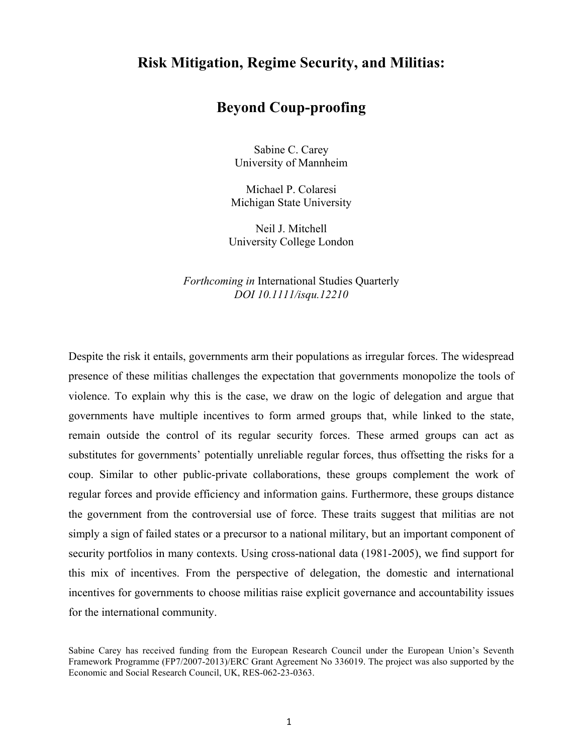# Risk Mitigation, Regime Security, and Militias:

# Beyond Coup-proofing

Sabine C. Carey
University of Mannheim

Michael P. Colaresi
Michigan State University

Neil J. Mitchell
University College London

*Forthcoming in* International Studies Quarterly
*DOI 10.1111/isqu.12210*

Despite the risk it entails, governments arm their populations as irregular forces. The widespread presence of these militias challenges the expectation that governments monopolize the tools of violence. To explain why this is the case, we draw on the logic of delegation and argue that governments have multiple incentives to form armed groups that, while linked to the state, remain outside the control of its regular security forces. These armed groups can act as substitutes for governments' potentially unreliable regular forces, thus offsetting the risks for a coup. Similar to other public-private collaborations, these groups complement the work of regular forces and provide efficiency and information gains. Furthermore, these groups distance the government from the controversial use of force. These traits suggest that militias are not simply a sign of failed states or a precursor to a national military, but an important component of security portfolios in many contexts. Using cross-national data (1981-2005), we find support for this mix of incentives. From the perspective of delegation, the domestic and international incentives for governments to choose militias raise explicit governance and accountability issues for the international community.

Sabine Carey has received funding from the European Research Council under the European Union's Seventh Framework Programme (FP7/2007-2013)/ERC Grant Agreement No 336019. The project was also supported by the Economic and Social Research Council, UK, RES-062-23-0363.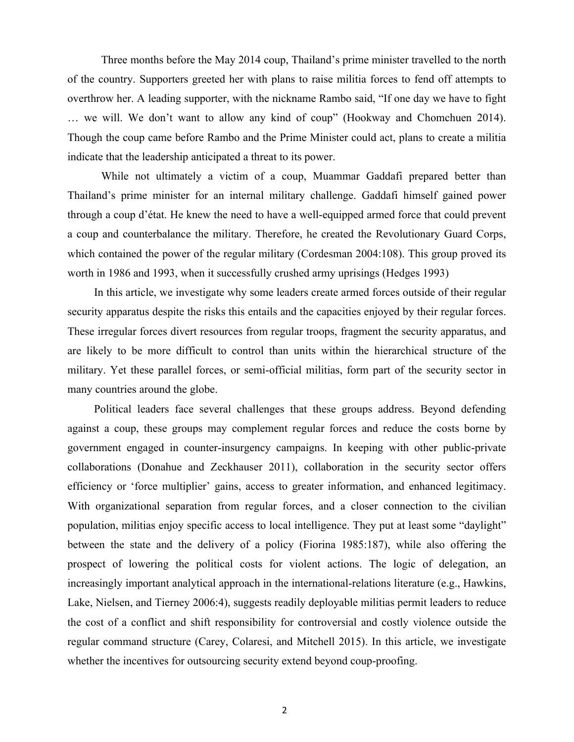Three months before the May 2014 coup, Thailand's prime minister travelled to the north of the country. Supporters greeted her with plans to raise militia forces to fend off attempts to overthrow her. A leading supporter, with the nickname Rambo said, "If one day we have to fight … we will. We don't want to allow any kind of coup" (Hookway and Chomchuen 2014). Though the coup came before Rambo and the Prime Minister could act, plans to create a militia indicate that the leadership anticipated a threat to its power.

While not ultimately a victim of a coup, Muammar Gaddafi prepared better than Thailand's prime minister for an internal military challenge. Gaddafi himself gained power through a coup d'état. He knew the need to have a well-equipped armed force that could prevent a coup and counterbalance the military. Therefore, he created the Revolutionary Guard Corps, which contained the power of the regular military (Cordesman 2004:108). This group proved its worth in 1986 and 1993, when it successfully crushed army uprisings (Hedges 1993)

In this article, we investigate why some leaders create armed forces outside of their regular security apparatus despite the risks this entails and the capacities enjoyed by their regular forces. These irregular forces divert resources from regular troops, fragment the security apparatus, and are likely to be more difficult to control than units within the hierarchical structure of the military. Yet these parallel forces, or semi-official militias, form part of the security sector in many countries around the globe.

Political leaders face several challenges that these groups address. Beyond defending against a coup, these groups may complement regular forces and reduce the costs borne by government engaged in counter-insurgency campaigns. In keeping with other public-private collaborations (Donahue and Zeckhauser 2011), collaboration in the security sector offers efficiency or 'force multiplier' gains, access to greater information, and enhanced legitimacy. With organizational separation from regular forces, and a closer connection to the civilian population, militias enjoy specific access to local intelligence. They put at least some "daylight" between the state and the delivery of a policy (Fiorina 1985:187), while also offering the prospect of lowering the political costs for violent actions. The logic of delegation, an increasingly important analytical approach in the international-relations literature (e.g., Hawkins, Lake, Nielsen, and Tierney 2006:4), suggests readily deployable militias permit leaders to reduce the cost of a conflict and shift responsibility for controversial and costly violence outside the regular command structure (Carey, Colaresi, and Mitchell 2015). In this article, we investigate whether the incentives for outsourcing security extend beyond coup-proofing.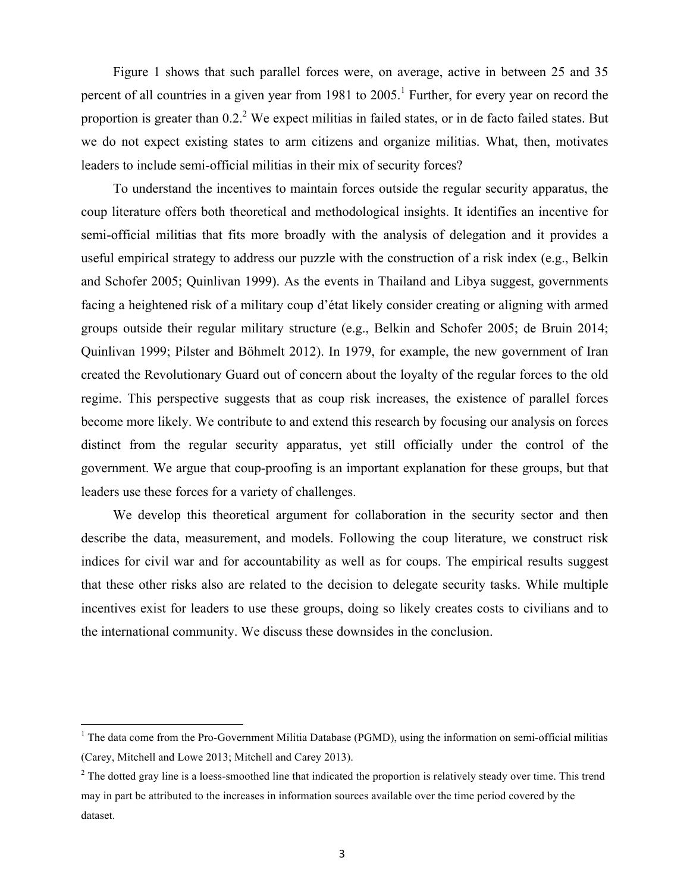Figure 1 shows that such parallel forces were, on average, active in between 25 and 35 percent of all countries in a given year from 1981 to 2005.[1] Further, for every year on record the proportion is greater than 0.2.[2] We expect militias in failed states, or in de facto failed states. But we do not expect existing states to arm citizens and organize militias. What, then, motivates leaders to include semi-official militias in their mix of security forces?

To understand the incentives to maintain forces outside the regular security apparatus, the coup literature offers both theoretical and methodological insights. It identifies an incentive for semi-official militias that fits more broadly with the analysis of delegation and it provides a useful empirical strategy to address our puzzle with the construction of a risk index (e.g., Belkin and Schofer 2005; Quinlivan 1999). As the events in Thailand and Libya suggest, governments facing a heightened risk of a military coup d'état likely consider creating or aligning with armed groups outside their regular military structure (e.g., Belkin and Schofer 2005; de Bruin 2014; Quinlivan 1999; Pilster and Böhmelt 2012). In 1979, for example, the new government of Iran created the Revolutionary Guard out of concern about the loyalty of the regular forces to the old regime. This perspective suggests that as coup risk increases, the existence of parallel forces become more likely. We contribute to and extend this research by focusing our analysis on forces distinct from the regular security apparatus, yet still officially under the control of the government. We argue that coup-proofing is an important explanation for these groups, but that leaders use these forces for a variety of challenges.

We develop this theoretical argument for collaboration in the security sector and then describe the data, measurement, and models. Following the coup literature, we construct risk indices for civil war and for accountability as well as for coups. The empirical results suggest that these other risks also are related to the decision to delegate security tasks. While multiple incentives exist for leaders to use these groups, doing so likely creates costs to civilians and to the international community. We discuss these downsides in the conclusion.

---

[1] The data come from the Pro-Government Militia Database (PGMD), using the information on semi-official militias (Carey, Mitchell and Lowe 2013; Mitchell and Carey 2013).

[2] The dotted gray line is a loess-smoothed line that indicated the proportion is relatively steady over time. This trend may in part be attributed to the increases in information sources available over the time period covered by the dataset.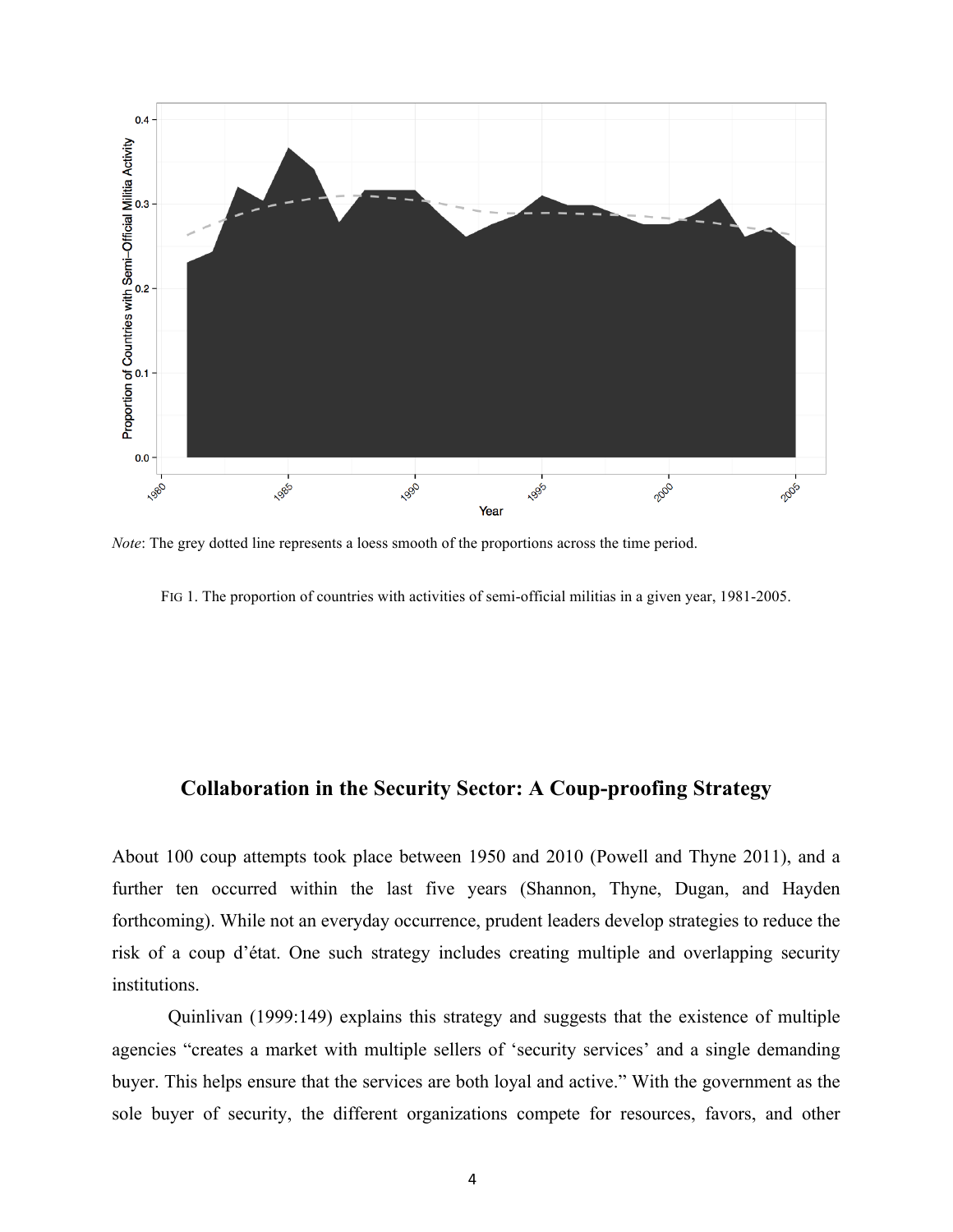*Note*: The grey dotted line represents a loess smooth of the proportions across the time period.

FIG 1. The proportion of countries with activities of semi-official militias in a given year, 1981-2005.

## Collaboration in the Security Sector: A Coup-proofing Strategy

About 100 coup attempts took place between 1950 and 2010 (Powell and Thyne 2011), and a further ten occurred within the last five years (Shannon, Thyne, Dugan, and Hayden forthcoming). While not an everyday occurrence, prudent leaders develop strategies to reduce the risk of a coup d'état. One such strategy includes creating multiple and overlapping security institutions.

Quinlivan (1999:149) explains this strategy and suggests that the existence of multiple agencies "creates a market with multiple sellers of 'security services' and a single demanding buyer. This helps ensure that the services are both loyal and active." With the government as the sole buyer of security, the different organizations compete for resources, favors, and other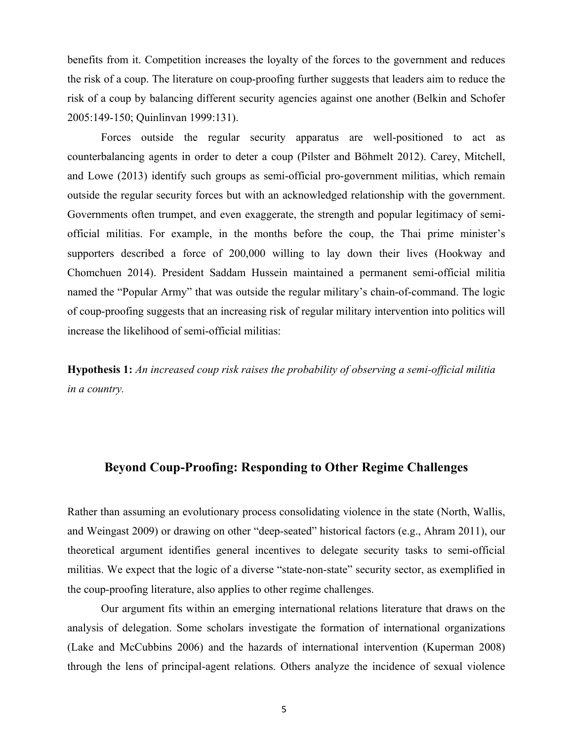benefits from it. Competition increases the loyalty of the forces to the government and reduces the risk of a coup. The literature on coup-proofing further suggests that leaders aim to reduce the risk of a coup by balancing different security agencies against one another (Belkin and Schofer 2005:149-150; Quinlinvan 1999:131).

Forces outside the regular security apparatus are well-positioned to act as counterbalancing agents in order to deter a coup (Pilster and Böhmelt 2012). Carey, Mitchell, and Lowe (2013) identify such groups as semi-official pro-government militias, which remain outside the regular security forces but with an acknowledged relationship with the government. Governments often trumpet, and even exaggerate, the strength and popular legitimacy of semi-official militias. For example, in the months before the coup, the Thai prime minister's supporters described a force of 200,000 willing to lay down their lives (Hookway and Chomchuen 2014). President Saddam Hussein maintained a permanent semi-official militia named the "Popular Army" that was outside the regular military's chain-of-command. The logic of coup-proofing suggests that an increasing risk of regular military intervention into politics will increase the likelihood of semi-official militias:

**Hypothesis 1:** *An increased coup risk raises the probability of observing a semi-official militia in a country.*

## Beyond Coup-Proofing: Responding to Other Regime Challenges

Rather than assuming an evolutionary process consolidating violence in the state (North, Wallis, and Weingast 2009) or drawing on other "deep-seated" historical factors (e.g., Ahram 2011), our theoretical argument identifies general incentives to delegate security tasks to semi-official militias. We expect that the logic of a diverse "state-non-state" security sector, as exemplified in the coup-proofing literature, also applies to other regime challenges.

Our argument fits within an emerging international relations literature that draws on the analysis of delegation. Some scholars investigate the formation of international organizations (Lake and McCubbins 2006) and the hazards of international intervention (Kuperman 2008) through the lens of principal-agent relations. Others analyze the incidence of sexual violence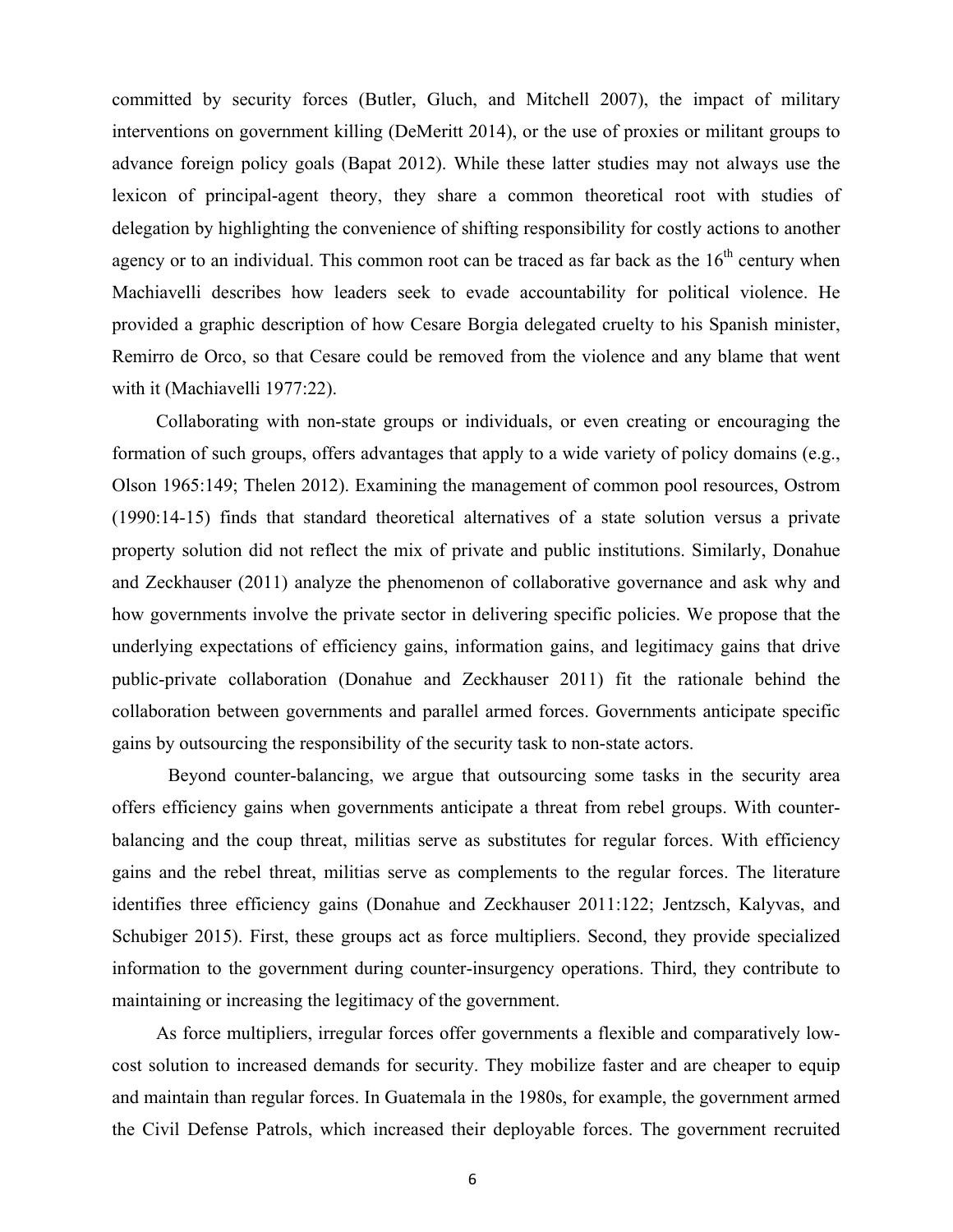committed by security forces (Butler, Gluch, and Mitchell 2007), the impact of military interventions on government killing (DeMeritt 2014), or the use of proxies or militant groups to advance foreign policy goals (Bapat 2012). While these latter studies may not always use the lexicon of principal-agent theory, they share a common theoretical root with studies of delegation by highlighting the convenience of shifting responsibility for costly actions to another agency or to an individual. This common root can be traced as far back as the 16th century when Machiavelli describes how leaders seek to evade accountability for political violence. He provided a graphic description of how Cesare Borgia delegated cruelty to his Spanish minister, Remirro de Orco, so that Cesare could be removed from the violence and any blame that went with it (Machiavelli 1977:22).

Collaborating with non-state groups or individuals, or even creating or encouraging the formation of such groups, offers advantages that apply to a wide variety of policy domains (e.g., Olson 1965:149; Thelen 2012). Examining the management of common pool resources, Ostrom (1990:14-15) finds that standard theoretical alternatives of a state solution versus a private property solution did not reflect the mix of private and public institutions. Similarly, Donahue and Zeckhauser (2011) analyze the phenomenon of collaborative governance and ask why and how governments involve the private sector in delivering specific policies. We propose that the underlying expectations of efficiency gains, information gains, and legitimacy gains that drive public-private collaboration (Donahue and Zeckhauser 2011) fit the rationale behind the collaboration between governments and parallel armed forces. Governments anticipate specific gains by outsourcing the responsibility of the security task to non-state actors.

Beyond counter-balancing, we argue that outsourcing some tasks in the security area offers efficiency gains when governments anticipate a threat from rebel groups. With counter-balancing and the coup threat, militias serve as substitutes for regular forces. With efficiency gains and the rebel threat, militias serve as complements to the regular forces. The literature identifies three efficiency gains (Donahue and Zeckhauser 2011:122; Jentzsch, Kalyvas, and Schubiger 2015). First, these groups act as force multipliers. Second, they provide specialized information to the government during counter-insurgency operations. Third, they contribute to maintaining or increasing the legitimacy of the government.

As force multipliers, irregular forces offer governments a flexible and comparatively low-cost solution to increased demands for security. They mobilize faster and are cheaper to equip and maintain than regular forces. In Guatemala in the 1980s, for example, the government armed the Civil Defense Patrols, which increased their deployable forces. The government recruited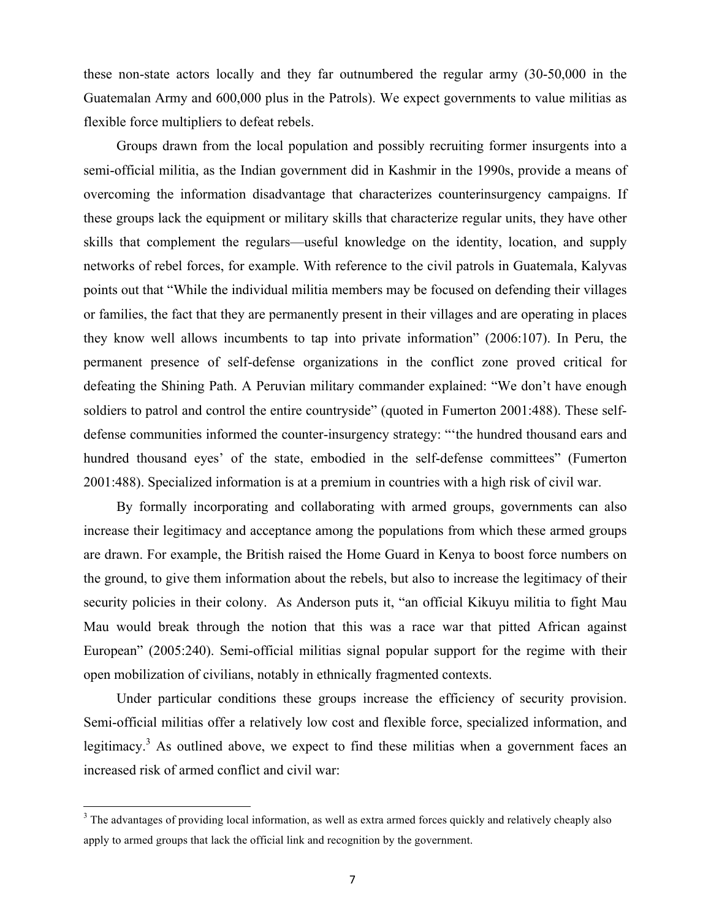these non-state actors locally and they far outnumbered the regular army (30-50,000 in the Guatemalan Army and 600,000 plus in the Patrols). We expect governments to value militias as flexible force multipliers to defeat rebels.

Groups drawn from the local population and possibly recruiting former insurgents into a semi-official militia, as the Indian government did in Kashmir in the 1990s, provide a means of overcoming the information disadvantage that characterizes counterinsurgency campaigns. If these groups lack the equipment or military skills that characterize regular units, they have other skills that complement the regulars—useful knowledge on the identity, location, and supply networks of rebel forces, for example. With reference to the civil patrols in Guatemala, Kalyvas points out that "While the individual militia members may be focused on defending their villages or families, the fact that they are permanently present in their villages and are operating in places they know well allows incumbents to tap into private information" (2006:107). In Peru, the permanent presence of self-defense organizations in the conflict zone proved critical for defeating the Shining Path. A Peruvian military commander explained: "We don't have enough soldiers to patrol and control the entire countryside" (quoted in Fumerton 2001:488). These self-defense communities informed the counter-insurgency strategy: "'the hundred thousand ears and hundred thousand eyes' of the state, embodied in the self-defense committees" (Fumerton 2001:488). Specialized information is at a premium in countries with a high risk of civil war.

By formally incorporating and collaborating with armed groups, governments can also increase their legitimacy and acceptance among the populations from which these armed groups are drawn. For example, the British raised the Home Guard in Kenya to boost force numbers on the ground, to give them information about the rebels, but also to increase the legitimacy of their security policies in their colony. As Anderson puts it, "an official Kikuyu militia to fight Mau Mau would break through the notion that this was a race war that pitted African against European" (2005:240). Semi-official militias signal popular support for the regime with their open mobilization of civilians, notably in ethnically fragmented contexts.

Under particular conditions these groups increase the efficiency of security provision. Semi-official militias offer a relatively low cost and flexible force, specialized information, and legitimacy.[3] As outlined above, we expect to find these militias when a government faces an increased risk of armed conflict and civil war:

[3] The advantages of providing local information, as well as extra armed forces quickly and relatively cheaply also apply to armed groups that lack the official link and recognition by the government.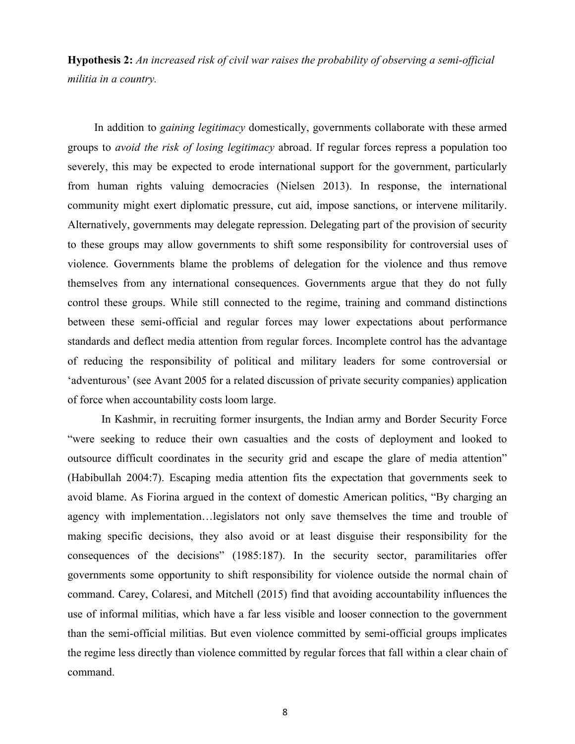**Hypothesis 2:** *An increased risk of civil war raises the probability of observing a semi-official militia in a country.*

In addition to *gaining legitimacy* domestically, governments collaborate with these armed groups to *avoid the risk of losing legitimacy* abroad. If regular forces repress a population too severely, this may be expected to erode international support for the government, particularly from human rights valuing democracies (Nielsen 2013). In response, the international community might exert diplomatic pressure, cut aid, impose sanctions, or intervene militarily. Alternatively, governments may delegate repression. Delegating part of the provision of security to these groups may allow governments to shift some responsibility for controversial uses of violence. Governments blame the problems of delegation for the violence and thus remove themselves from any international consequences. Governments argue that they do not fully control these groups. While still connected to the regime, training and command distinctions between these semi-official and regular forces may lower expectations about performance standards and deflect media attention from regular forces. Incomplete control has the advantage of reducing the responsibility of political and military leaders for some controversial or 'adventurous' (see Avant 2005 for a related discussion of private security companies) application of force when accountability costs loom large.

In Kashmir, in recruiting former insurgents, the Indian army and Border Security Force "were seeking to reduce their own casualties and the costs of deployment and looked to outsource difficult coordinates in the security grid and escape the glare of media attention" (Habibullah 2004:7). Escaping media attention fits the expectation that governments seek to avoid blame. As Fiorina argued in the context of domestic American politics, "By charging an agency with implementation…legislators not only save themselves the time and trouble of making specific decisions, they also avoid or at least disguise their responsibility for the consequences of the decisions" (1985:187). In the security sector, paramilitaries offer governments some opportunity to shift responsibility for violence outside the normal chain of command. Carey, Colaresi, and Mitchell (2015) find that avoiding accountability influences the use of informal militias, which have a far less visible and looser connection to the government than the semi-official militias. But even violence committed by semi-official groups implicates the regime less directly than violence committed by regular forces that fall within a clear chain of command.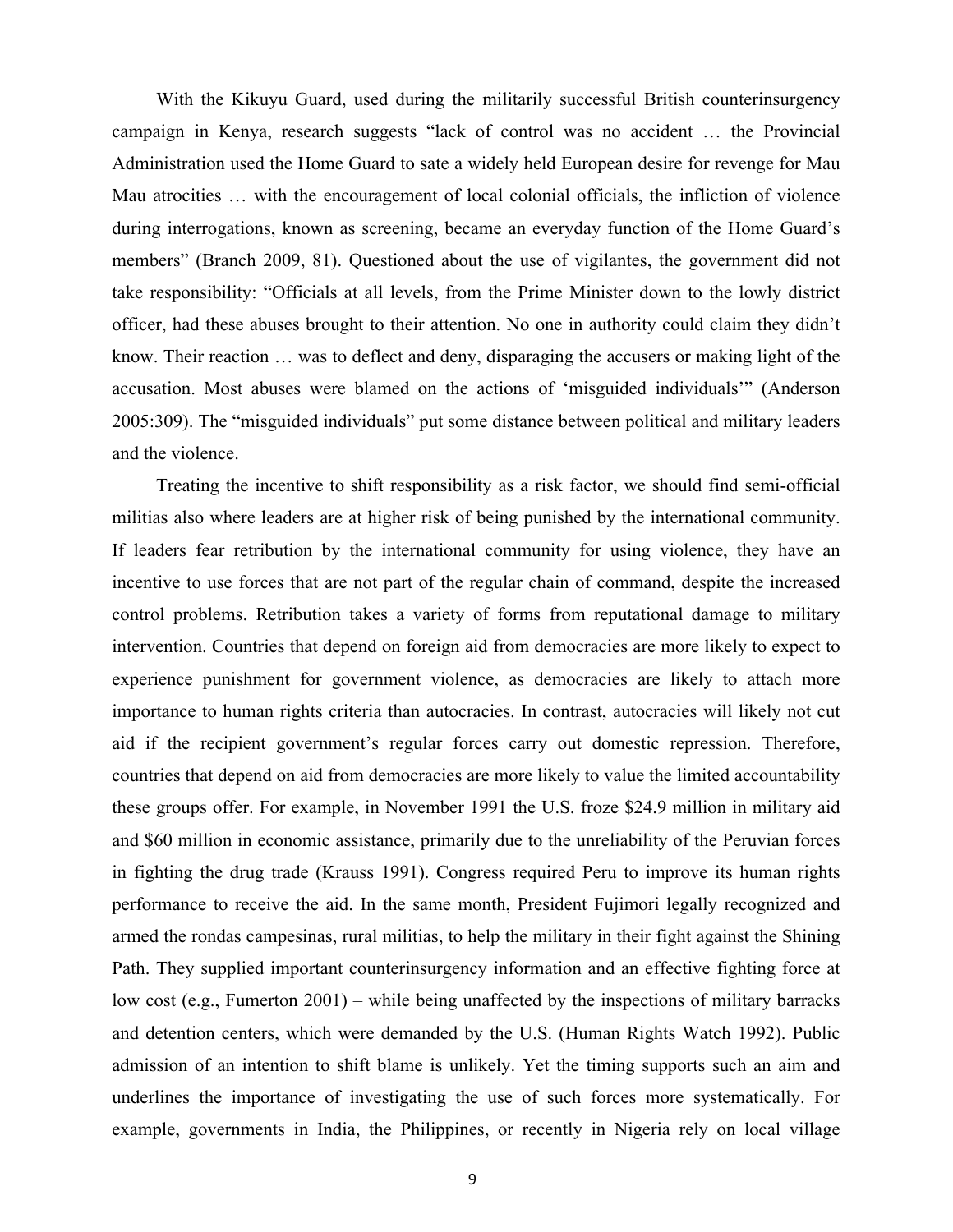With the Kikuyu Guard, used during the militarily successful British counterinsurgency campaign in Kenya, research suggests "lack of control was no accident … the Provincial Administration used the Home Guard to sate a widely held European desire for revenge for Mau Mau atrocities … with the encouragement of local colonial officials, the infliction of violence during interrogations, known as screening, became an everyday function of the Home Guard's members" (Branch 2009, 81). Questioned about the use of vigilantes, the government did not take responsibility: "Officials at all levels, from the Prime Minister down to the lowly district officer, had these abuses brought to their attention. No one in authority could claim they didn't know. Their reaction … was to deflect and deny, disparaging the accusers or making light of the accusation. Most abuses were blamed on the actions of 'misguided individuals'" (Anderson 2005:309). The "misguided individuals" put some distance between political and military leaders and the violence.

Treating the incentive to shift responsibility as a risk factor, we should find semi-official militias also where leaders are at higher risk of being punished by the international community. If leaders fear retribution by the international community for using violence, they have an incentive to use forces that are not part of the regular chain of command, despite the increased control problems. Retribution takes a variety of forms from reputational damage to military intervention. Countries that depend on foreign aid from democracies are more likely to expect to experience punishment for government violence, as democracies are likely to attach more importance to human rights criteria than autocracies. In contrast, autocracies will likely not cut aid if the recipient government's regular forces carry out domestic repression. Therefore, countries that depend on aid from democracies are more likely to value the limited accountability these groups offer. For example, in November 1991 the U.S. froze $24.9 million in military aid and $60 million in economic assistance, primarily due to the unreliability of the Peruvian forces in fighting the drug trade (Krauss 1991). Congress required Peru to improve its human rights performance to receive the aid. In the same month, President Fujimori legally recognized and armed the rondas campesinas, rural militias, to help the military in their fight against the Shining Path. They supplied important counterinsurgency information and an effective fighting force at low cost (e.g., Fumerton 2001) – while being unaffected by the inspections of military barracks and detention centers, which were demanded by the U.S. (Human Rights Watch 1992). Public admission of an intention to shift blame is unlikely. Yet the timing supports such an aim and underlines the importance of investigating the use of such forces more systematically. For example, governments in India, the Philippines, or recently in Nigeria rely on local village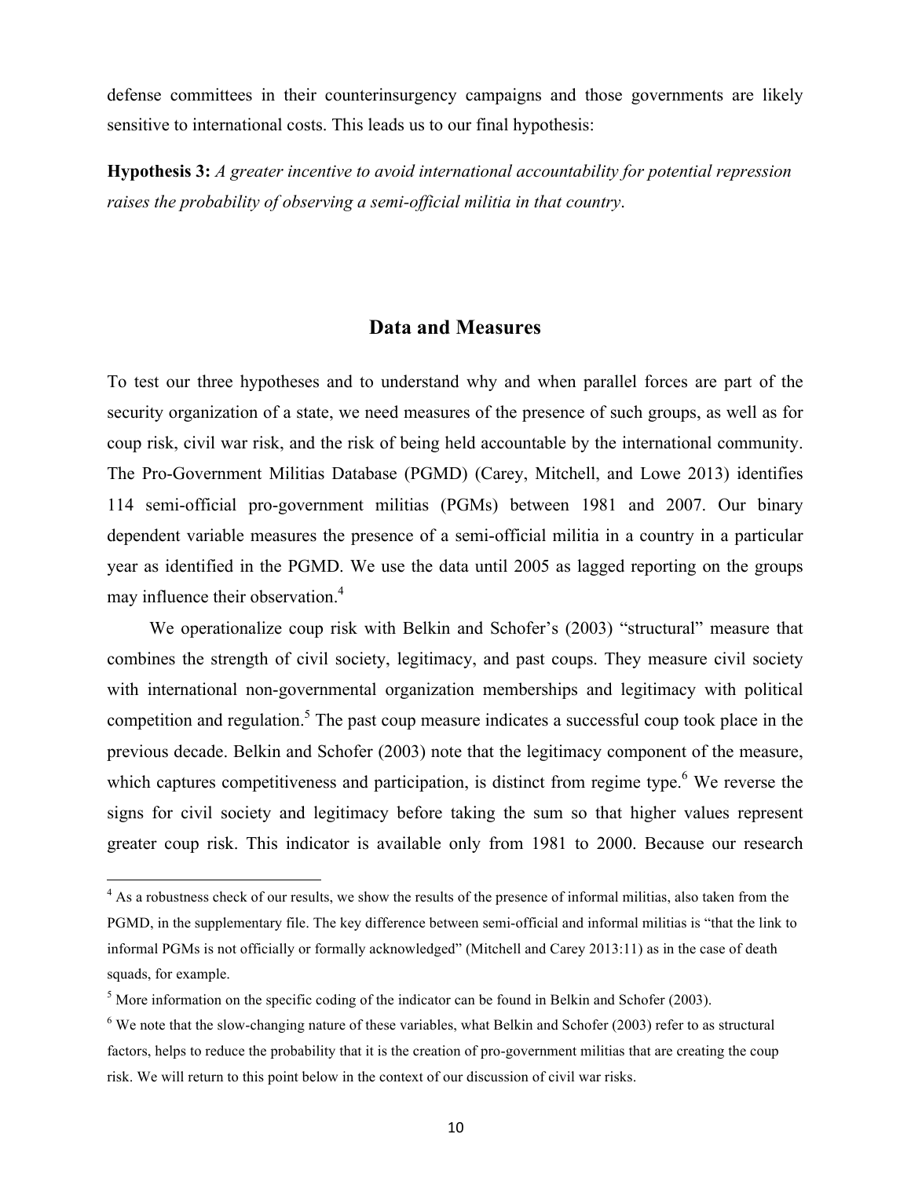defense committees in their counterinsurgency campaigns and those governments are likely sensitive to international costs. This leads us to our final hypothesis:

**Hypothesis 3:** *A greater incentive to avoid international accountability for potential repression raises the probability of observing a semi-official militia in that country*.

## Data and Measures

To test our three hypotheses and to understand why and when parallel forces are part of the security organization of a state, we need measures of the presence of such groups, as well as for coup risk, civil war risk, and the risk of being held accountable by the international community. The Pro-Government Militias Database (PGMD) (Carey, Mitchell, and Lowe 2013) identifies 114 semi-official pro-government militias (PGMs) between 1981 and 2007. Our binary dependent variable measures the presence of a semi-official militia in a country in a particular year as identified in the PGMD. We use the data until 2005 as lagged reporting on the groups may influence their observation.[4]

We operationalize coup risk with Belkin and Schofer's (2003) "structural" measure that combines the strength of civil society, legitimacy, and past coups. They measure civil society with international non-governmental organization memberships and legitimacy with political competition and regulation.[5] The past coup measure indicates a successful coup took place in the previous decade. Belkin and Schofer (2003) note that the legitimacy component of the measure, which captures competitiveness and participation, is distinct from regime type.[6] We reverse the signs for civil society and legitimacy before taking the sum so that higher values represent greater coup risk. This indicator is available only from 1981 to 2000. Because our research

[4] As a robustness check of our results, we show the results of the presence of informal militias, also taken from the PGMD, in the supplementary file. The key difference between semi-official and informal militias is "that the link to informal PGMs is not officially or formally acknowledged" (Mitchell and Carey 2013:11) as in the case of death squads, for example.

[5] More information on the specific coding of the indicator can be found in Belkin and Schofer (2003).

[6] We note that the slow-changing nature of these variables, what Belkin and Schofer (2003) refer to as structural factors, helps to reduce the probability that it is the creation of pro-government militias that are creating the coup risk. We will return to this point below in the context of our discussion of civil war risks.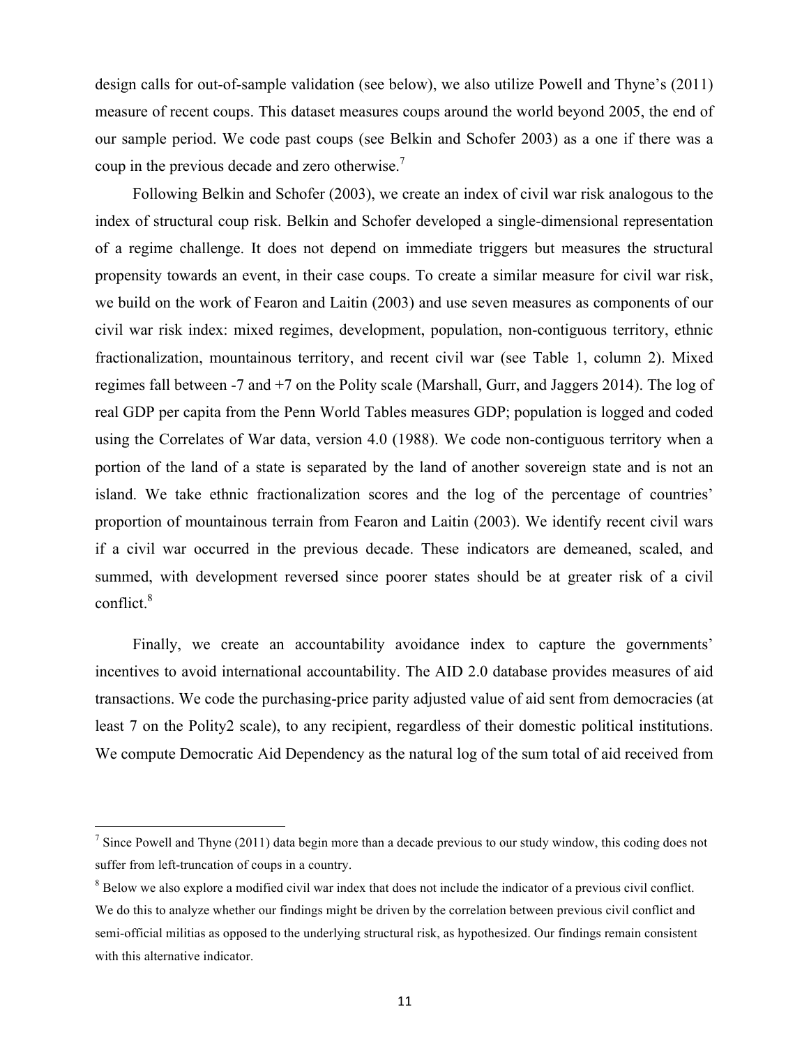design calls for out-of-sample validation (see below), we also utilize Powell and Thyne's (2011) measure of recent coups. This dataset measures coups around the world beyond 2005, the end of our sample period. We code past coups (see Belkin and Schofer 2003) as a one if there was a coup in the previous decade and zero otherwise.[7]

Following Belkin and Schofer (2003), we create an index of civil war risk analogous to the index of structural coup risk. Belkin and Schofer developed a single-dimensional representation of a regime challenge. It does not depend on immediate triggers but measures the structural propensity towards an event, in their case coups. To create a similar measure for civil war risk, we build on the work of Fearon and Laitin (2003) and use seven measures as components of our civil war risk index: mixed regimes, development, population, non-contiguous territory, ethnic fractionalization, mountainous territory, and recent civil war (see Table 1, column 2). Mixed regimes fall between -7 and +7 on the Polity scale (Marshall, Gurr, and Jaggers 2014). The log of real GDP per capita from the Penn World Tables measures GDP; population is logged and coded using the Correlates of War data, version 4.0 (1988). We code non-contiguous territory when a portion of the land of a state is separated by the land of another sovereign state and is not an island. We take ethnic fractionalization scores and the log of the percentage of countries' proportion of mountainous terrain from Fearon and Laitin (2003). We identify recent civil wars if a civil war occurred in the previous decade. These indicators are demeaned, scaled, and summed, with development reversed since poorer states should be at greater risk of a civil conflict.[8]

Finally, we create an accountability avoidance index to capture the governments' incentives to avoid international accountability. The AID 2.0 database provides measures of aid transactions. We code the purchasing-price parity adjusted value of aid sent from democracies (at least 7 on the Polity2 scale), to any recipient, regardless of their domestic political institutions. We compute Democratic Aid Dependency as the natural log of the sum total of aid received from

---

[7] Since Powell and Thyne (2011) data begin more than a decade previous to our study window, this coding does not suffer from left-truncation of coups in a country.

[8] Below we also explore a modified civil war index that does not include the indicator of a previous civil conflict. We do this to analyze whether our findings might be driven by the correlation between previous civil conflict and semi-official militias as opposed to the underlying structural risk, as hypothesized. Our findings remain consistent with this alternative indicator.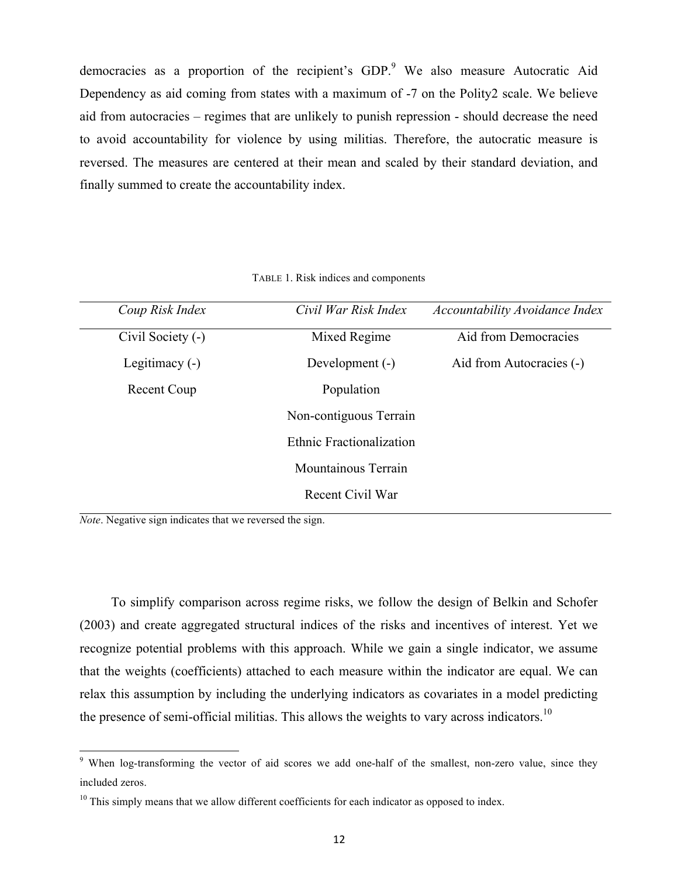democracies as a proportion of the recipient's GDP.[9] We also measure Autocratic Aid Dependency as aid coming from states with a maximum of -7 on the Polity2 scale. We believe aid from autocracies – regimes that are unlikely to punish repression - should decrease the need to avoid accountability for violence by using militias. Therefore, the autocratic measure is reversed. The measures are centered at their mean and scaled by their standard deviation, and finally summed to create the accountability index.

TABLE 1. Risk indices and components

| *Coup Risk Index* | *Civil War Risk Index* | *Accountability Avoidance Index* |
|---|---|---|
| Civil Society (-) | Mixed Regime | Aid from Democracies |
| Legitimacy (-) | Development (-) | Aid from Autocracies (-) |
| Recent Coup | Population | |
| | Non-contiguous Terrain | |
| | Ethnic Fractionalization | |
| | Mountainous Terrain | |
| | Recent Civil War | |

*Note*. Negative sign indicates that we reversed the sign.

To simplify comparison across regime risks, we follow the design of Belkin and Schofer (2003) and create aggregated structural indices of the risks and incentives of interest. Yet we recognize potential problems with this approach. While we gain a single indicator, we assume that the weights (coefficients) attached to each measure within the indicator are equal. We can relax this assumption by including the underlying indicators as covariates in a model predicting the presence of semi-official militias. This allows the weights to vary across indicators.[10]

---

[9] When log-transforming the vector of aid scores we add one-half of the smallest, non-zero value, since they included zeros.

[10] This simply means that we allow different coefficients for each indicator as opposed to index.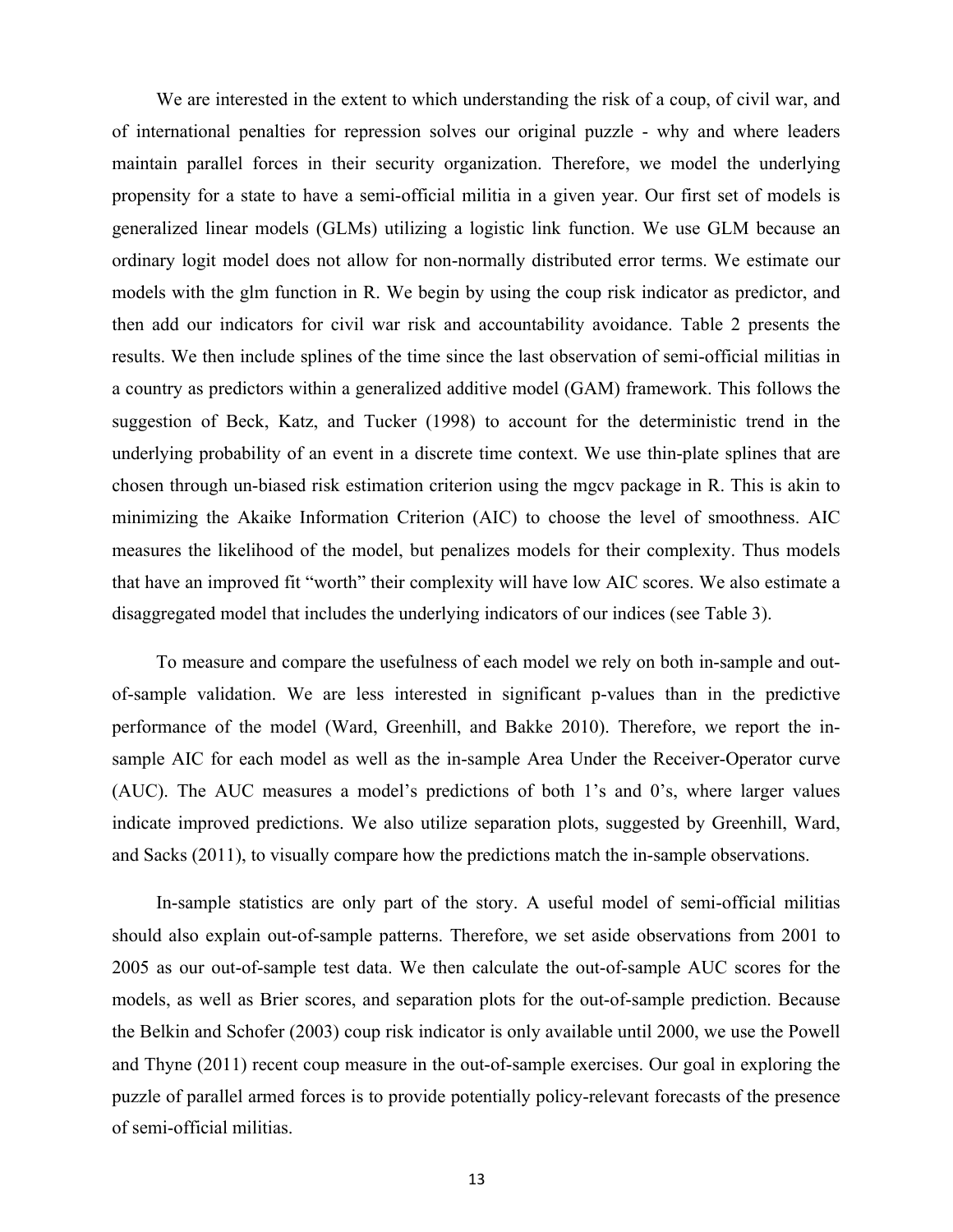We are interested in the extent to which understanding the risk of a coup, of civil war, and of international penalties for repression solves our original puzzle - why and where leaders maintain parallel forces in their security organization. Therefore, we model the underlying propensity for a state to have a semi-official militia in a given year. Our first set of models is generalized linear models (GLMs) utilizing a logistic link function. We use GLM because an ordinary logit model does not allow for non-normally distributed error terms. We estimate our models with the glm function in R. We begin by using the coup risk indicator as predictor, and then add our indicators for civil war risk and accountability avoidance. Table 2 presents the results. We then include splines of the time since the last observation of semi-official militias in a country as predictors within a generalized additive model (GAM) framework. This follows the suggestion of Beck, Katz, and Tucker (1998) to account for the deterministic trend in the underlying probability of an event in a discrete time context. We use thin-plate splines that are chosen through un-biased risk estimation criterion using the mgcv package in R. This is akin to minimizing the Akaike Information Criterion (AIC) to choose the level of smoothness. AIC measures the likelihood of the model, but penalizes models for their complexity. Thus models that have an improved fit "worth" their complexity will have low AIC scores. We also estimate a disaggregated model that includes the underlying indicators of our indices (see Table 3).

To measure and compare the usefulness of each model we rely on both in-sample and out-of-sample validation. We are less interested in significant p-values than in the predictive performance of the model (Ward, Greenhill, and Bakke 2010). Therefore, we report the in-sample AIC for each model as well as the in-sample Area Under the Receiver-Operator curve (AUC). The AUC measures a model's predictions of both 1's and 0's, where larger values indicate improved predictions. We also utilize separation plots, suggested by Greenhill, Ward, and Sacks (2011), to visually compare how the predictions match the in-sample observations.

In-sample statistics are only part of the story. A useful model of semi-official militias should also explain out-of-sample patterns. Therefore, we set aside observations from 2001 to 2005 as our out-of-sample test data. We then calculate the out-of-sample AUC scores for the models, as well as Brier scores, and separation plots for the out-of-sample prediction. Because the Belkin and Schofer (2003) coup risk indicator is only available until 2000, we use the Powell and Thyne (2011) recent coup measure in the out-of-sample exercises. Our goal in exploring the puzzle of parallel armed forces is to provide potentially policy-relevant forecasts of the presence of semi-official militias.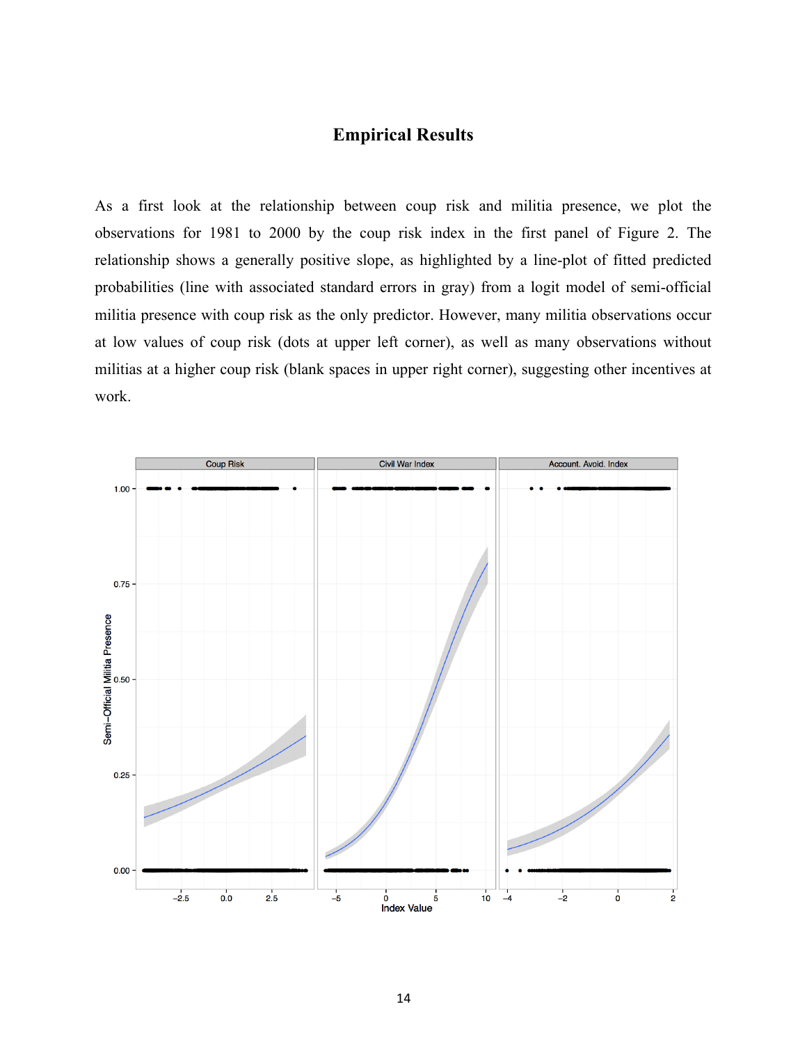## Empirical Results

As a first look at the relationship between coup risk and militia presence, we plot the observations for 1981 to 2000 by the coup risk index in the first panel of Figure 2. The relationship shows a generally positive slope, as highlighted by a line-plot of fitted predicted probabilities (line with associated standard errors in gray) from a logit model of semi-official militia presence with coup risk as the only predictor. However, many militia observations occur at low values of coup risk (dots at upper left corner), as well as many observations without militias at a higher coup risk (blank spaces in upper right corner), suggesting other incentives at work.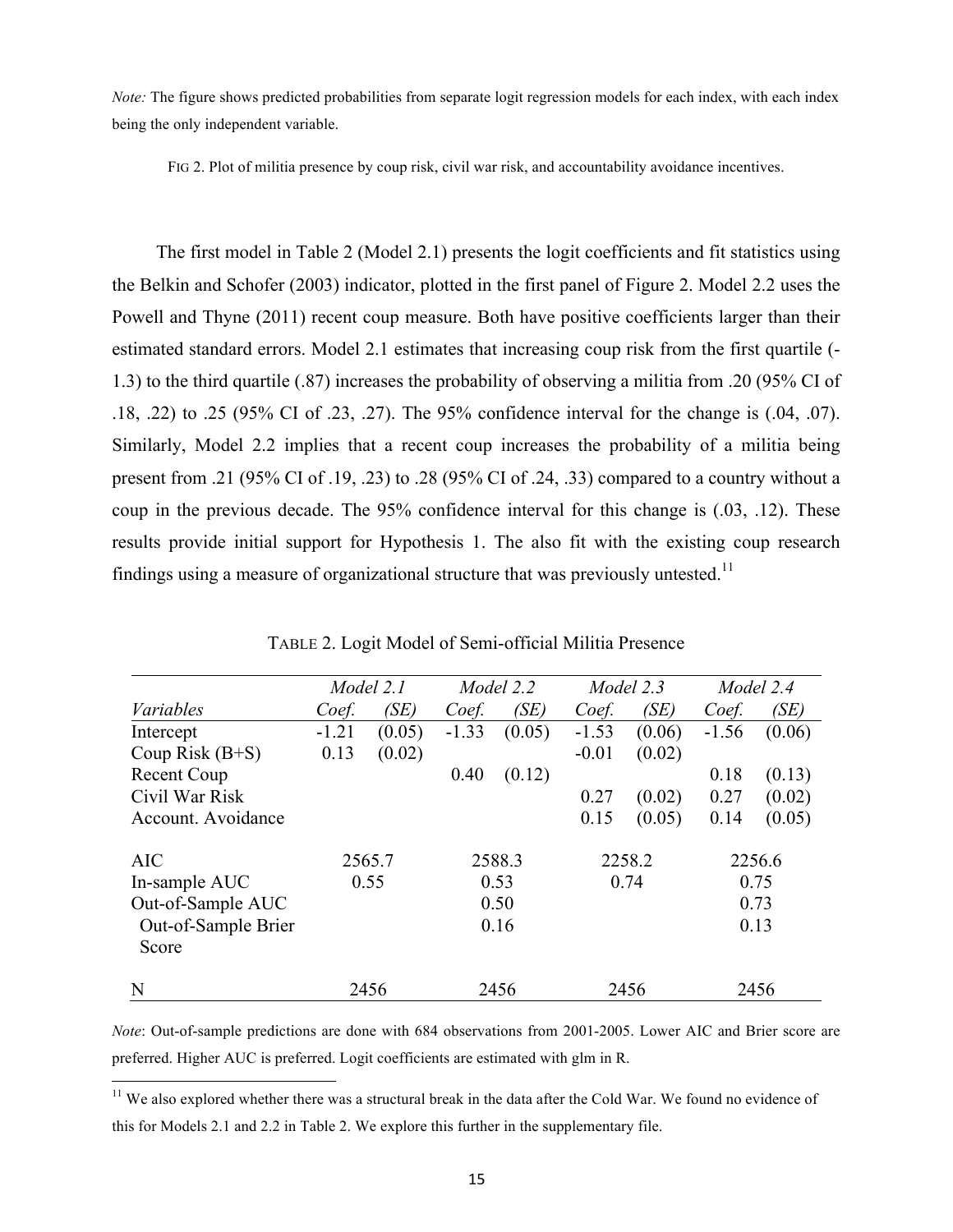*Note:* The figure shows predicted probabilities from separate logit regression models for each index, with each index being the only independent variable.

FIG 2. Plot of militia presence by coup risk, civil war risk, and accountability avoidance incentives.

The first model in Table 2 (Model 2.1) presents the logit coefficients and fit statistics using the Belkin and Schofer (2003) indicator, plotted in the first panel of Figure 2. Model 2.2 uses the Powell and Thyne (2011) recent coup measure. Both have positive coefficients larger than their estimated standard errors. Model 2.1 estimates that increasing coup risk from the first quartile (-1.3) to the third quartile (.87) increases the probability of observing a militia from .20 (95% CI of .18, .22) to .25 (95% CI of .23, .27). The 95% confidence interval for the change is (.04, .07). Similarly, Model 2.2 implies that a recent coup increases the probability of a militia being present from .21 (95% CI of .19, .23) to .28 (95% CI of .24, .33) compared to a country without a coup in the previous decade. The 95% confidence interval for this change is (.03, .12). These results provide initial support for Hypothesis 1. The also fit with the existing coup research findings using a measure of organizational structure that was previously untested.[11]

TABLE 2. Logit Model of Semi-official Militia Presence

| | *Model 2.1* | | *Model 2.2* | | *Model 2.3* | | *Model 2.4* | |
|---|---|---|---|---|---|---|---|---|
| *Variables* | *Coef.* | *(SE)* | *Coef.* | *(SE)* | *Coef.* | *(SE)* | *Coef.* | *(SE)* |
| Intercept | -1.21 | (0.05) | -1.33 | (0.05) | -1.53 | (0.06) | -1.56 | (0.06) |
| Coup Risk (B+S) | 0.13 | (0.02) | | | -0.01 | (0.02) | | |
| Recent Coup | | | 0.40 | (0.12) | | | 0.18 | (0.13) |
| Civil War Risk | | | | | 0.27 | (0.02) | 0.27 | (0.02) |
| Account. Avoidance | | | | | 0.15 | (0.05) | 0.14 | (0.05) |
| AIC | 2565.7 | | 2588.3 | | 2258.2 | | 2256.6 | |
| In-sample AUC | 0.55 | | 0.53 | | 0.74 | | 0.75 | |
| Out-of-Sample AUC | | | 0.50 | | | | 0.73 | |
| Out-of-Sample Brier Score | | | 0.16 | | | | 0.13 | |
| N | 2456 | | 2456 | | 2456 | | 2456 | |

*Note*: Out-of-sample predictions are done with 684 observations from 2001-2005. Lower AIC and Brier score are preferred. Higher AUC is preferred. Logit coefficients are estimated with glm in R.

[11] We also explored whether there was a structural break in the data after the Cold War. We found no evidence of this for Models 2.1 and 2.2 in Table 2. We explore this further in the supplementary file.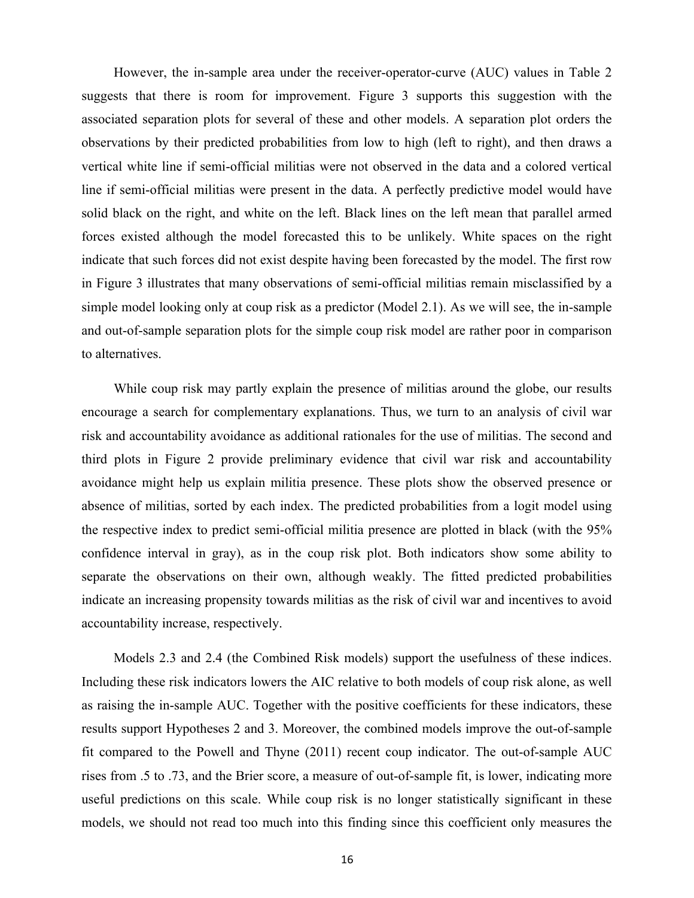However, the in-sample area under the receiver-operator-curve (AUC) values in Table 2 suggests that there is room for improvement. Figure 3 supports this suggestion with the associated separation plots for several of these and other models. A separation plot orders the observations by their predicted probabilities from low to high (left to right), and then draws a vertical white line if semi-official militias were not observed in the data and a colored vertical line if semi-official militias were present in the data. A perfectly predictive model would have solid black on the right, and white on the left. Black lines on the left mean that parallel armed forces existed although the model forecasted this to be unlikely. White spaces on the right indicate that such forces did not exist despite having been forecasted by the model. The first row in Figure 3 illustrates that many observations of semi-official militias remain misclassified by a simple model looking only at coup risk as a predictor (Model 2.1). As we will see, the in-sample and out-of-sample separation plots for the simple coup risk model are rather poor in comparison to alternatives.

While coup risk may partly explain the presence of militias around the globe, our results encourage a search for complementary explanations. Thus, we turn to an analysis of civil war risk and accountability avoidance as additional rationales for the use of militias. The second and third plots in Figure 2 provide preliminary evidence that civil war risk and accountability avoidance might help us explain militia presence. These plots show the observed presence or absence of militias, sorted by each index. The predicted probabilities from a logit model using the respective index to predict semi-official militia presence are plotted in black (with the 95% confidence interval in gray), as in the coup risk plot. Both indicators show some ability to separate the observations on their own, although weakly. The fitted predicted probabilities indicate an increasing propensity towards militias as the risk of civil war and incentives to avoid accountability increase, respectively.

Models 2.3 and 2.4 (the Combined Risk models) support the usefulness of these indices. Including these risk indicators lowers the AIC relative to both models of coup risk alone, as well as raising the in-sample AUC. Together with the positive coefficients for these indicators, these results support Hypotheses 2 and 3. Moreover, the combined models improve the out-of-sample fit compared to the Powell and Thyne (2011) recent coup indicator. The out-of-sample AUC rises from .5 to .73, and the Brier score, a measure of out-of-sample fit, is lower, indicating more useful predictions on this scale. While coup risk is no longer statistically significant in these models, we should not read too much into this finding since this coefficient only measures the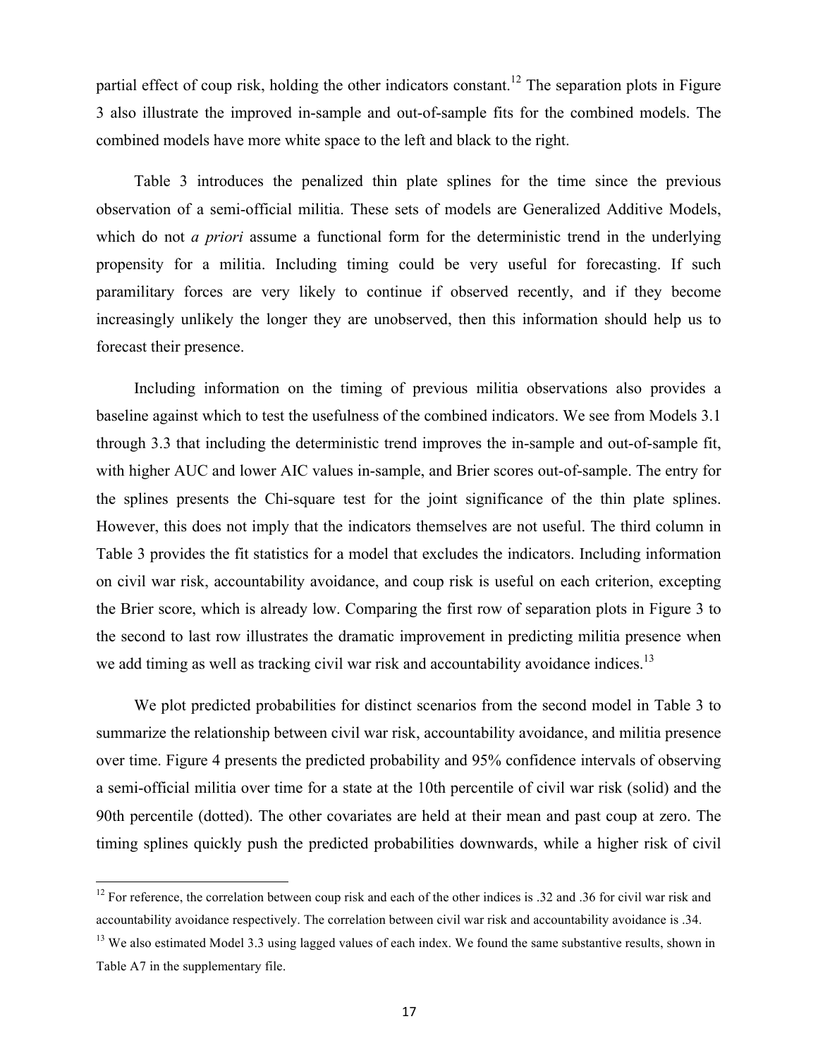partial effect of coup risk, holding the other indicators constant.[12] The separation plots in Figure 3 also illustrate the improved in-sample and out-of-sample fits for the combined models. The combined models have more white space to the left and black to the right.

Table 3 introduces the penalized thin plate splines for the time since the previous observation of a semi-official militia. These sets of models are Generalized Additive Models, which do not *a priori* assume a functional form for the deterministic trend in the underlying propensity for a militia. Including timing could be very useful for forecasting. If such paramilitary forces are very likely to continue if observed recently, and if they become increasingly unlikely the longer they are unobserved, then this information should help us to forecast their presence.

Including information on the timing of previous militia observations also provides a baseline against which to test the usefulness of the combined indicators. We see from Models 3.1 through 3.3 that including the deterministic trend improves the in-sample and out-of-sample fit, with higher AUC and lower AIC values in-sample, and Brier scores out-of-sample. The entry for the splines presents the Chi-square test for the joint significance of the thin plate splines. However, this does not imply that the indicators themselves are not useful. The third column in Table 3 provides the fit statistics for a model that excludes the indicators. Including information on civil war risk, accountability avoidance, and coup risk is useful on each criterion, excepting the Brier score, which is already low. Comparing the first row of separation plots in Figure 3 to the second to last row illustrates the dramatic improvement in predicting militia presence when we add timing as well as tracking civil war risk and accountability avoidance indices.[13]

We plot predicted probabilities for distinct scenarios from the second model in Table 3 to summarize the relationship between civil war risk, accountability avoidance, and militia presence over time. Figure 4 presents the predicted probability and 95% confidence intervals of observing a semi-official militia over time for a state at the 10th percentile of civil war risk (solid) and the 90th percentile (dotted). The other covariates are held at their mean and past coup at zero. The timing splines quickly push the predicted probabilities downwards, while a higher risk of civil

[12] For reference, the correlation between coup risk and each of the other indices is .32 and .36 for civil war risk and accountability avoidance respectively. The correlation between civil war risk and accountability avoidance is .34.

[13] We also estimated Model 3.3 using lagged values of each index. We found the same substantive results, shown in Table A7 in the supplementary file.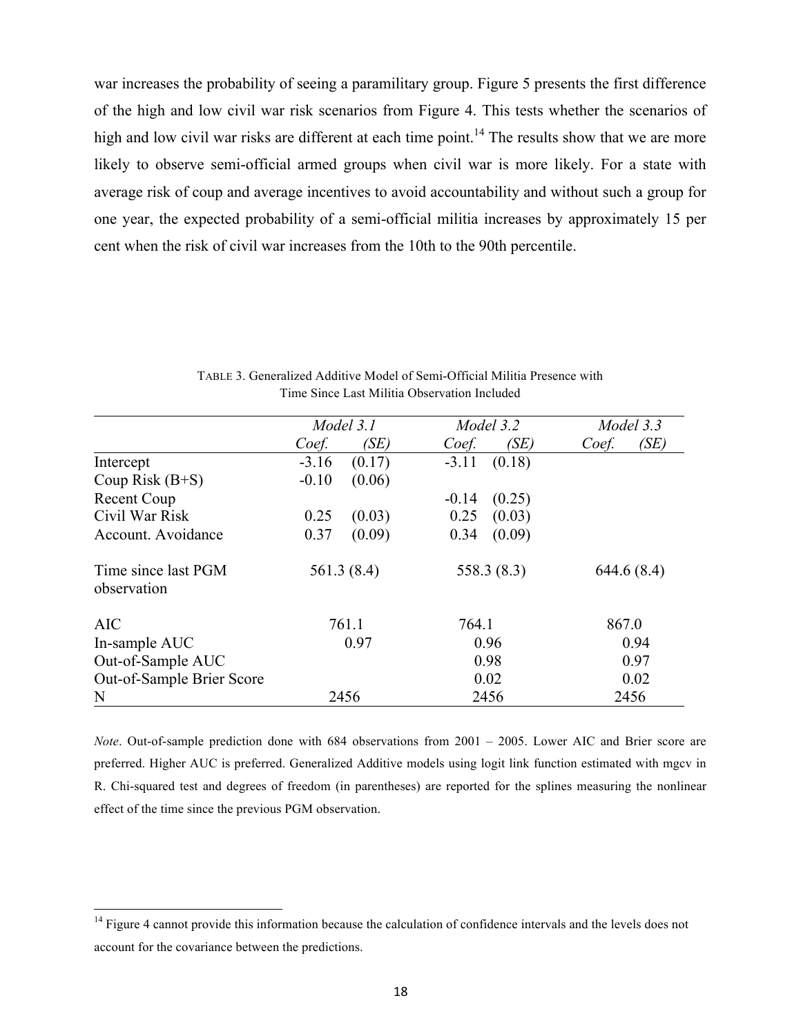war increases the probability of seeing a paramilitary group. Figure 5 presents the first difference of the high and low civil war risk scenarios from Figure 4. This tests whether the scenarios of high and low civil war risks are different at each time point.[14] The results show that we are more likely to observe semi-official armed groups when civil war is more likely. For a state with average risk of coup and average incentives to avoid accountability and without such a group for one year, the expected probability of a semi-official militia increases by approximately 15 per cent when the risk of civil war increases from the 10th to the 90th percentile.

TABLE 3. Generalized Additive Model of Semi-Official Militia Presence with Time Since Last Militia Observation Included

| | *Model 3.1* | | *Model 3.2* | | *Model 3.3* | |
|---|---|---|---|---|---|---|
| | *Coef.* | *(SE)* | *Coef.* | *(SE)* | *Coef.* | *(SE)* |
| Intercept | -3.16 | (0.17) | -3.11 | (0.18) | | |
| Coup Risk (B+S) | -0.10 | (0.06) | | | | |
| Recent Coup | | | -0.14 | (0.25) | | |
| Civil War Risk | 0.25 | (0.03) | 0.25 | (0.03) | | |
| Account. Avoidance | 0.37 | (0.09) | 0.34 | (0.09) | | |
| Time since last PGM observation | 561.3 (8.4) | | 558.3 (8.3) | | 644.6 (8.4) | |
| AIC | 761.1 | | 764.1 | | 867.0 | |
| In-sample AUC | 0.97 | | 0.96 | | 0.94 | |
| Out-of-Sample AUC | | | 0.98 | | 0.97 | |
| Out-of-Sample Brier Score | | | 0.02 | | 0.02 | |
| N | 2456 | | 2456 | | 2456 | |

*Note*. Out-of-sample prediction done with 684 observations from 2001 – 2005. Lower AIC and Brier score are preferred. Higher AUC is preferred. Generalized Additive models using logit link function estimated with mgcv in R. Chi-squared test and degrees of freedom (in parentheses) are reported for the splines measuring the nonlinear effect of the time since the previous PGM observation.

[14] Figure 4 cannot provide this information because the calculation of confidence intervals and the levels does not account for the covariance between the predictions.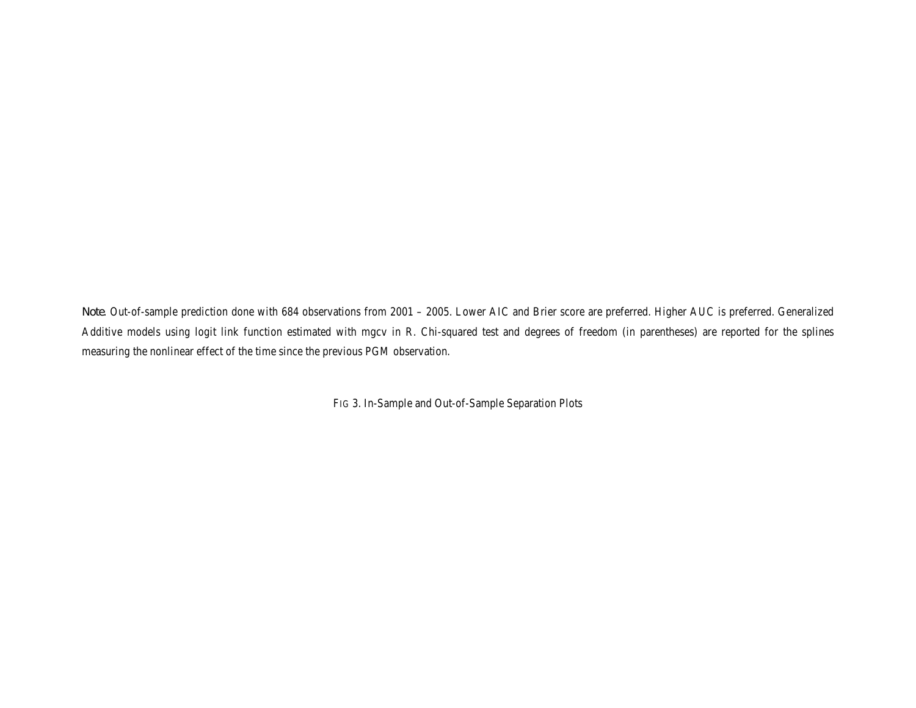*Note.* Out-of-sample prediction done with 684 observations from 2001 – 2005. Lower AIC and Brier score are preferred. Higher AUC is preferred. Generalized Additive models using logit link function estimated with mgcv in R. Chi-squared test and degrees of freedom (in parentheses) are reported for the splines measuring the nonlinear effect of the time since the previous PGM observation.

FIG 3. In-Sample and Out-of-Sample Separation Plots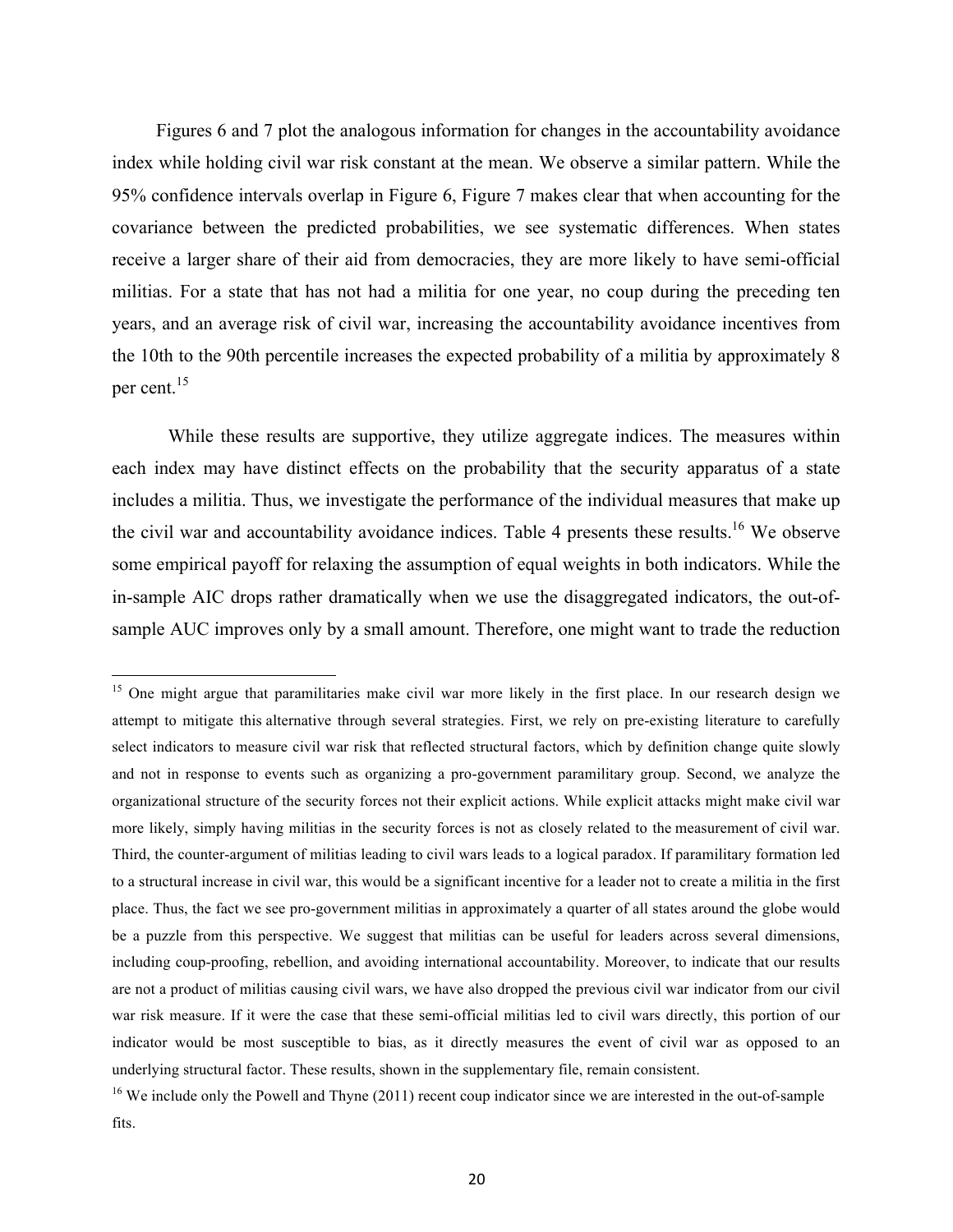Figures 6 and 7 plot the analogous information for changes in the accountability avoidance index while holding civil war risk constant at the mean. We observe a similar pattern. While the 95% confidence intervals overlap in Figure 6, Figure 7 makes clear that when accounting for the covariance between the predicted probabilities, we see systematic differences. When states receive a larger share of their aid from democracies, they are more likely to have semi-official militias. For a state that has not had a militia for one year, no coup during the preceding ten years, and an average risk of civil war, increasing the accountability avoidance incentives from the 10th to the 90th percentile increases the expected probability of a militia by approximately 8 per cent.[15]

While these results are supportive, they utilize aggregate indices. The measures within each index may have distinct effects on the probability that the security apparatus of a state includes a militia. Thus, we investigate the performance of the individual measures that make up the civil war and accountability avoidance indices. Table 4 presents these results.[16] We observe some empirical payoff for relaxing the assumption of equal weights in both indicators. While the in-sample AIC drops rather dramatically when we use the disaggregated indicators, the out-of-sample AUC improves only by a small amount. Therefore, one might want to trade the reduction

[15] One might argue that paramilitaries make civil war more likely in the first place. In our research design we attempt to mitigate this alternative through several strategies. First, we rely on pre-existing literature to carefully select indicators to measure civil war risk that reflected structural factors, which by definition change quite slowly and not in response to events such as organizing a pro-government paramilitary group. Second, we analyze the organizational structure of the security forces not their explicit actions. While explicit attacks might make civil war more likely, simply having militias in the security forces is not as closely related to the measurement of civil war. Third, the counter-argument of militias leading to civil wars leads to a logical paradox. If paramilitary formation led to a structural increase in civil war, this would be a significant incentive for a leader not to create a militia in the first place. Thus, the fact we see pro-government militias in approximately a quarter of all states around the globe would be a puzzle from this perspective. We suggest that militias can be useful for leaders across several dimensions, including coup-proofing, rebellion, and avoiding international accountability. Moreover, to indicate that our results are not a product of militias causing civil wars, we have also dropped the previous civil war indicator from our civil war risk measure. If it were the case that these semi-official militias led to civil wars directly, this portion of our indicator would be most susceptible to bias, as it directly measures the event of civil war as opposed to an underlying structural factor. These results, shown in the supplementary file, remain consistent.

[16] We include only the Powell and Thyne (2011) recent coup indicator since we are interested in the out-of-sample fits.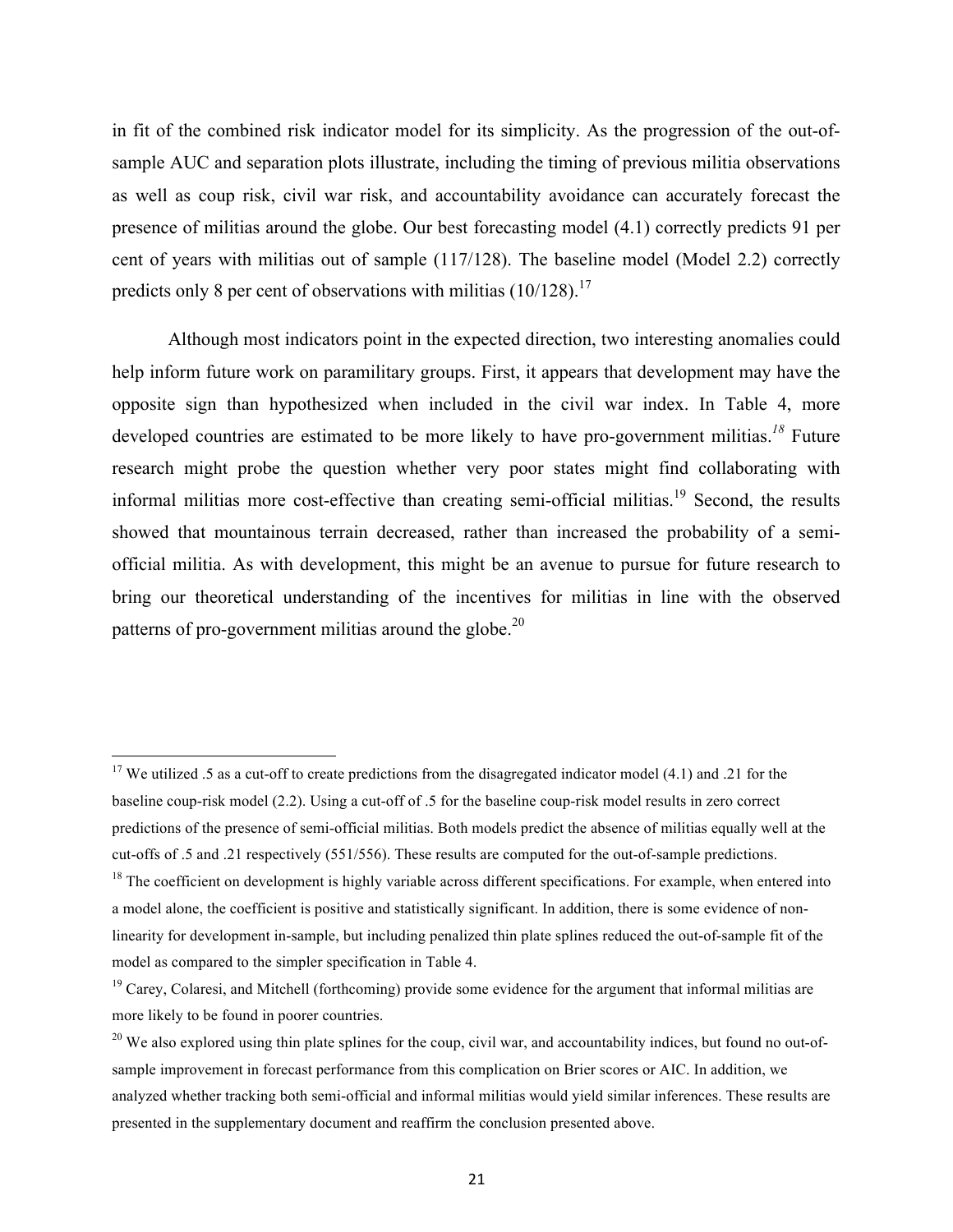in fit of the combined risk indicator model for its simplicity. As the progression of the out-of-sample AUC and separation plots illustrate, including the timing of previous militia observations as well as coup risk, civil war risk, and accountability avoidance can accurately forecast the presence of militias around the globe. Our best forecasting model (4.1) correctly predicts 91 per cent of years with militias out of sample (117/128). The baseline model (Model 2.2) correctly predicts only 8 per cent of observations with militias (10/128).[17]

Although most indicators point in the expected direction, two interesting anomalies could help inform future work on paramilitary groups. First, it appears that development may have the opposite sign than hypothesized when included in the civil war index. In Table 4, more developed countries are estimated to be more likely to have pro-government militias.[18] Future research might probe the question whether very poor states might find collaborating with informal militias more cost-effective than creating semi-official militias.[19] Second, the results showed that mountainous terrain decreased, rather than increased the probability of a semi-official militia. As with development, this might be an avenue to pursue for future research to bring our theoretical understanding of the incentives for militias in line with the observed patterns of pro-government militias around the globe.[20]

---

[17] We utilized .5 as a cut-off to create predictions from the disagregated indicator model (4.1) and .21 for the baseline coup-risk model (2.2). Using a cut-off of .5 for the baseline coup-risk model results in zero correct predictions of the presence of semi-official militias. Both models predict the absence of militias equally well at the cut-offs of .5 and .21 respectively (551/556). These results are computed for the out-of-sample predictions.

[18] The coefficient on development is highly variable across different specifications. For example, when entered into a model alone, the coefficient is positive and statistically significant. In addition, there is some evidence of non-linearity for development in-sample, but including penalized thin plate splines reduced the out-of-sample fit of the model as compared to the simpler specification in Table 4.

[19] Carey, Colaresi, and Mitchell (forthcoming) provide some evidence for the argument that informal militias are more likely to be found in poorer countries.

[20] We also explored using thin plate splines for the coup, civil war, and accountability indices, but found no out-of-sample improvement in forecast performance from this complication on Brier scores or AIC. In addition, we analyzed whether tracking both semi-official and informal militias would yield similar inferences. These results are presented in the supplementary document and reaffirm the conclusion presented above.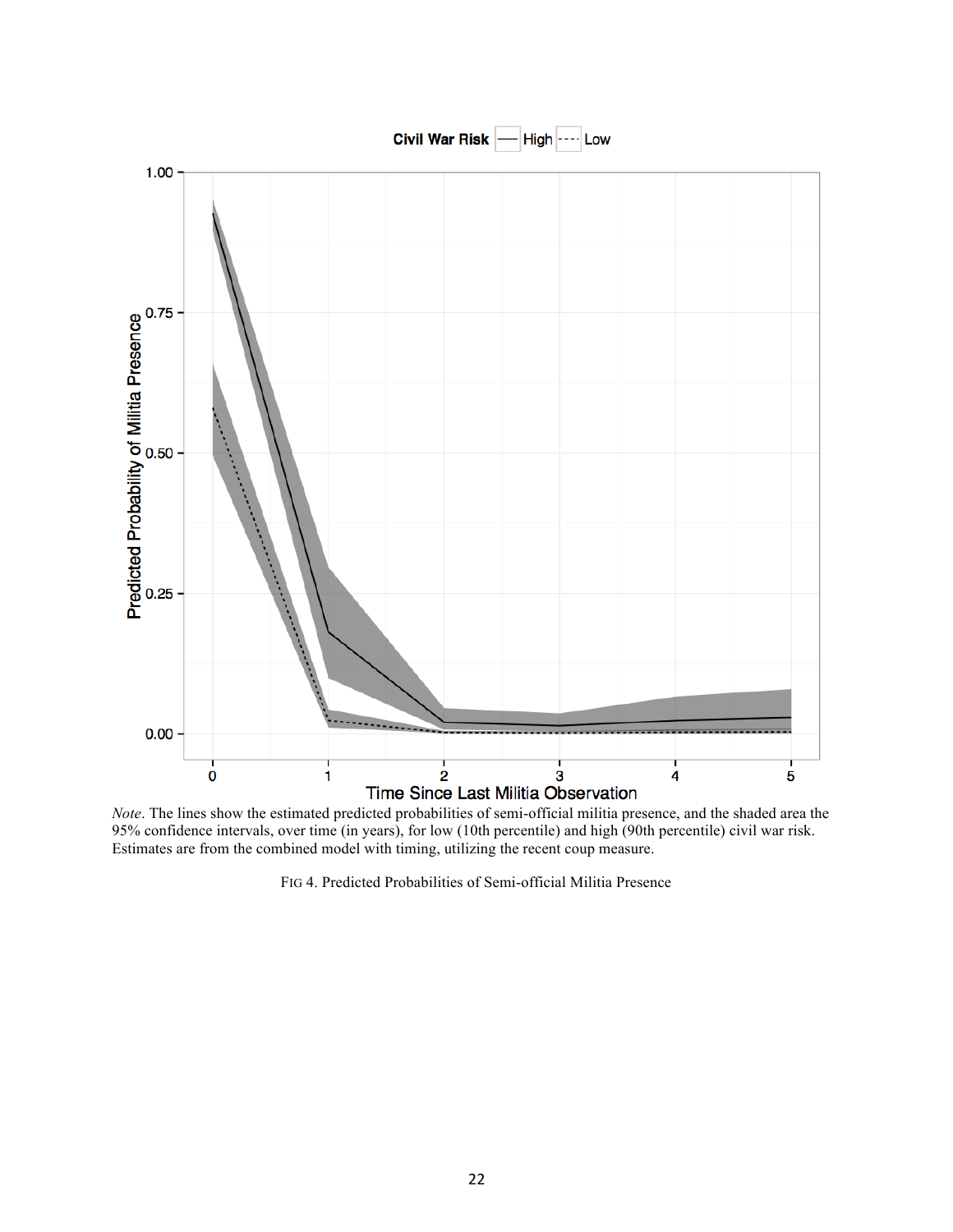*Note*. The lines show the estimated predicted probabilities of semi-official militia presence, and the shaded area the 95% confidence intervals, over time (in years), for low (10th percentile) and high (90th percentile) civil war risk. Estimates are from the combined model with timing, utilizing the recent coup measure.

FIG 4. Predicted Probabilities of Semi-official Militia Presence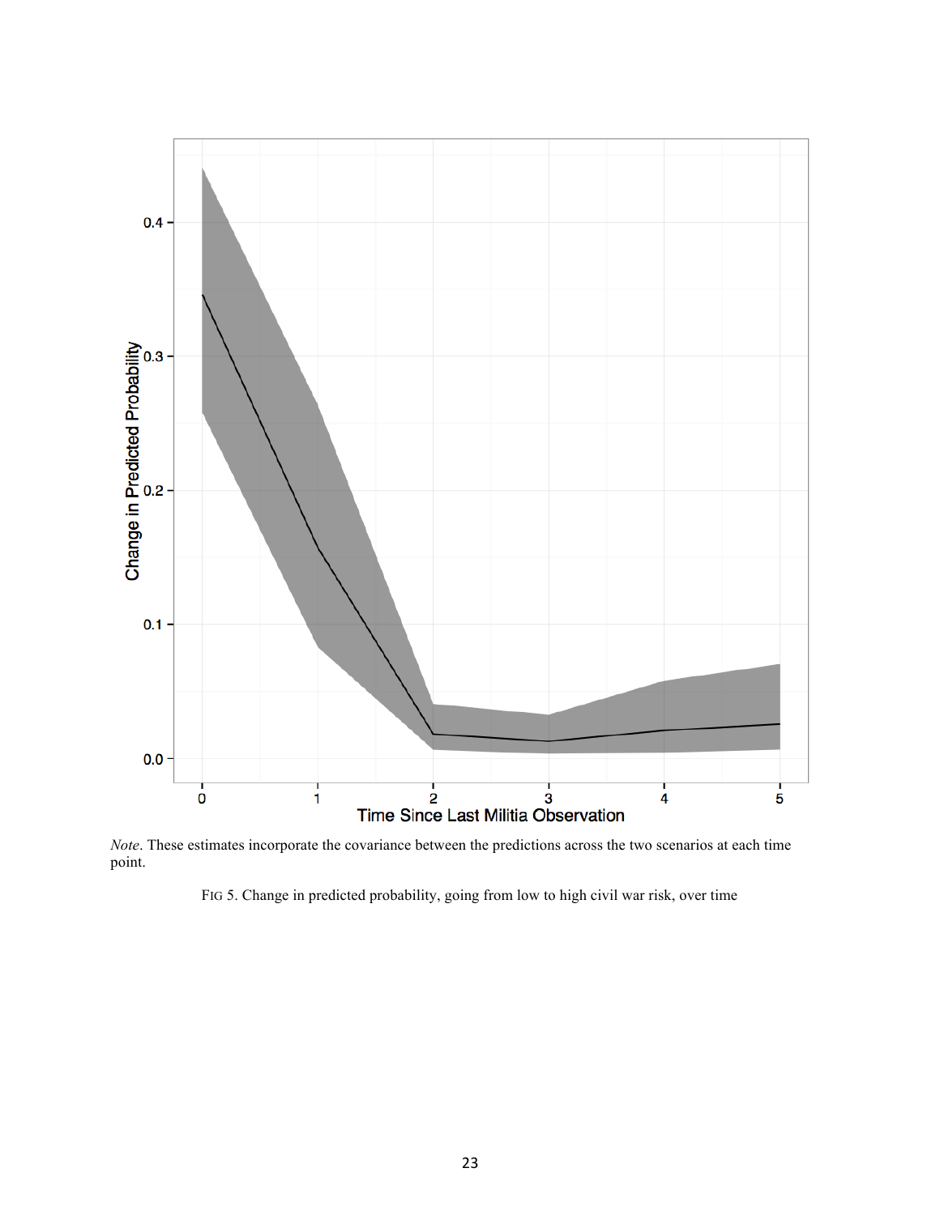*Note*. These estimates incorporate the covariance between the predictions across the two scenarios at each time point.

FIG 5. Change in predicted probability, going from low to high civil war risk, over time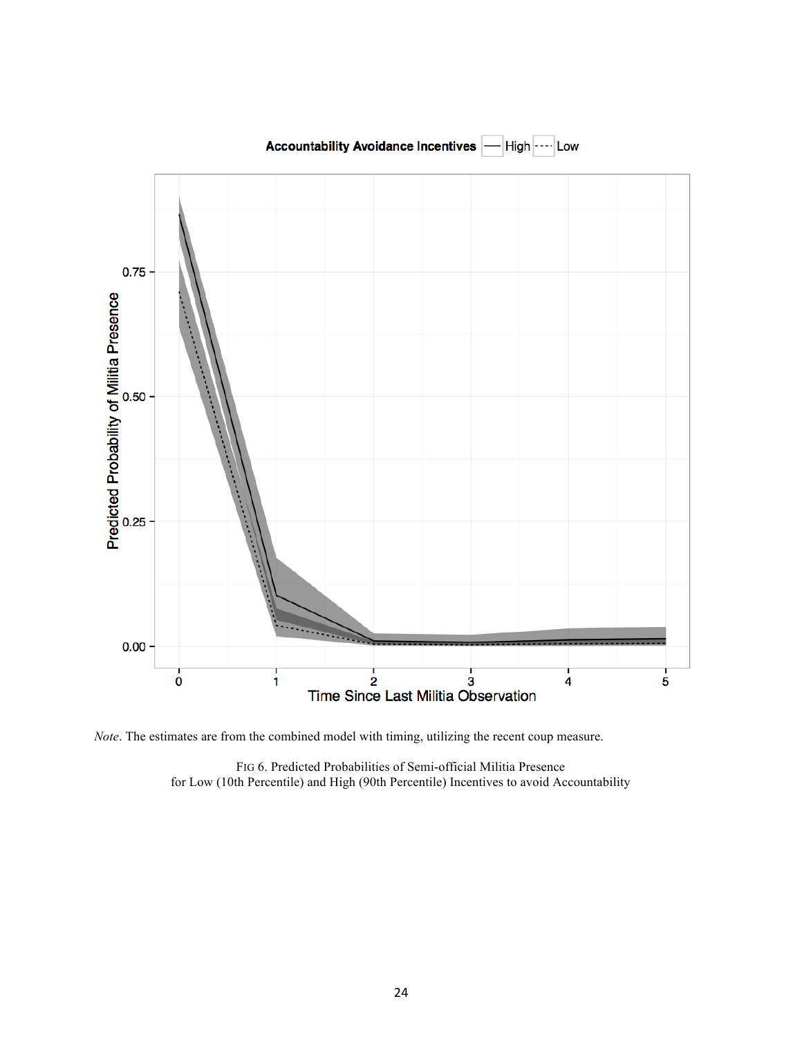*Note*. The estimates are from the combined model with timing, utilizing the recent coup measure.

FIG 6. Predicted Probabilities of Semi-official Militia Presence
for Low (10th Percentile) and High (90th Percentile) Incentives to avoid Accountability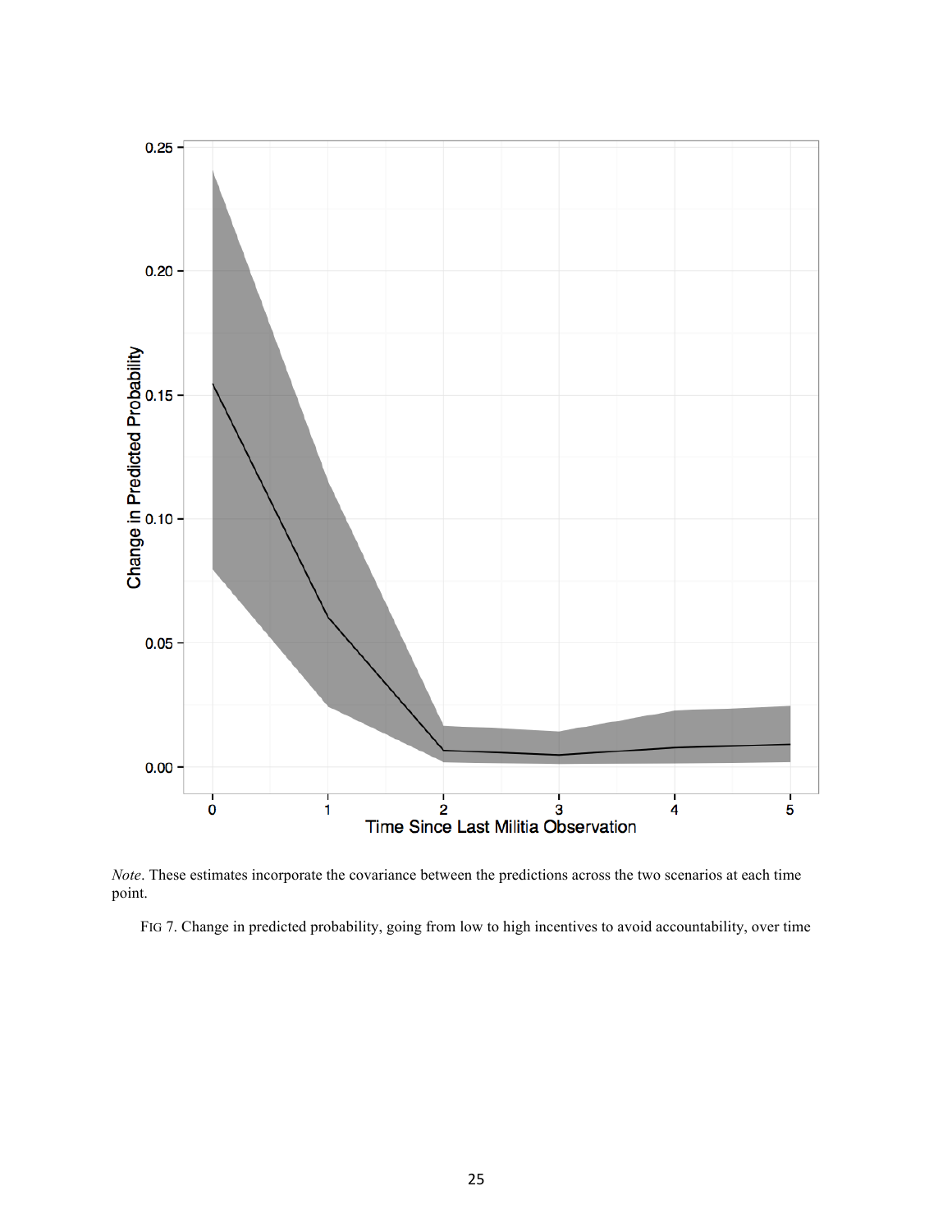*Note*. These estimates incorporate the covariance between the predictions across the two scenarios at each time point.

FIG 7. Change in predicted probability, going from low to high incentives to avoid accountability, over time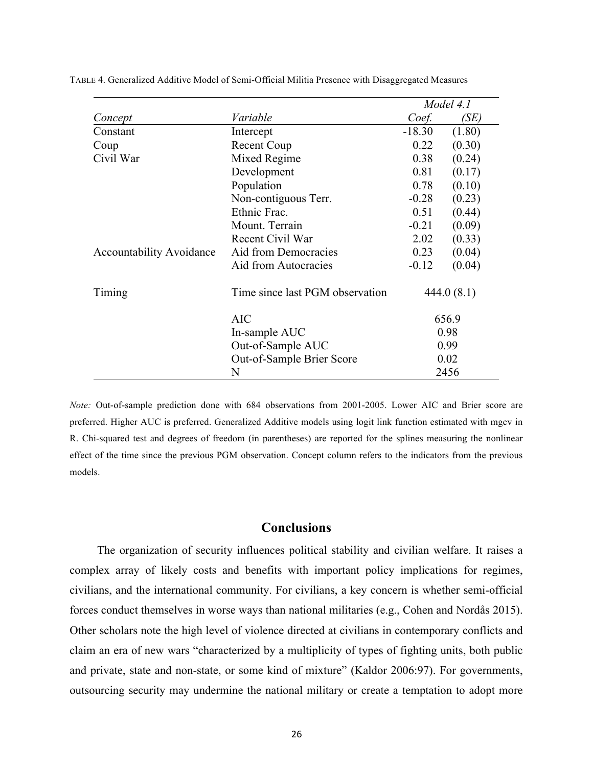TABLE 4. Generalized Additive Model of Semi-Official Militia Presence with Disaggregated Measures

| | | *Model 4.1* | |
|---|---|---|---|
| *Concept* | *Variable* | *Coef.* | *(SE)* |
| Constant | Intercept | -18.30 | (1.80) |
| Coup | Recent Coup | 0.22 | (0.30) |
| Civil War | Mixed Regime | 0.38 | (0.24) |
| | Development | 0.81 | (0.17) |
| | Population | 0.78 | (0.10) |
| | Non-contiguous Terr. | -0.28 | (0.23) |
| | Ethnic Frac. | 0.51 | (0.44) |
| | Mount. Terrain | -0.21 | (0.09) |
| | Recent Civil War | 2.02 | (0.33) |
| Accountability Avoidance | Aid from Democracies | 0.23 | (0.04) |
| | Aid from Autocracies | -0.12 | (0.04) |
| Timing | Time since last PGM observation | 444.0 (8.1) | |
| | AIC | 656.9 | |
| | In-sample AUC | 0.98 | |
| | Out-of-Sample AUC | 0.99 | |
| | Out-of-Sample Brier Score | 0.02 | |
| | N | 2456 | |

*Note:* Out-of-sample prediction done with 684 observations from 2001-2005. Lower AIC and Brier score are preferred. Higher AUC is preferred. Generalized Additive models using logit link function estimated with mgcv in R. Chi-squared test and degrees of freedom (in parentheses) are reported for the splines measuring the nonlinear effect of the time since the previous PGM observation. Concept column refers to the indicators from the previous models.

## Conclusions

The organization of security influences political stability and civilian welfare. It raises a complex array of likely costs and benefits with important policy implications for regimes, civilians, and the international community. For civilians, a key concern is whether semi-official forces conduct themselves in worse ways than national militaries (e.g., Cohen and Nordås 2015). Other scholars note the high level of violence directed at civilians in contemporary conflicts and claim an era of new wars "characterized by a multiplicity of types of fighting units, both public and private, state and non-state, or some kind of mixture" (Kaldor 2006:97). For governments, outsourcing security may undermine the national military or create a temptation to adopt more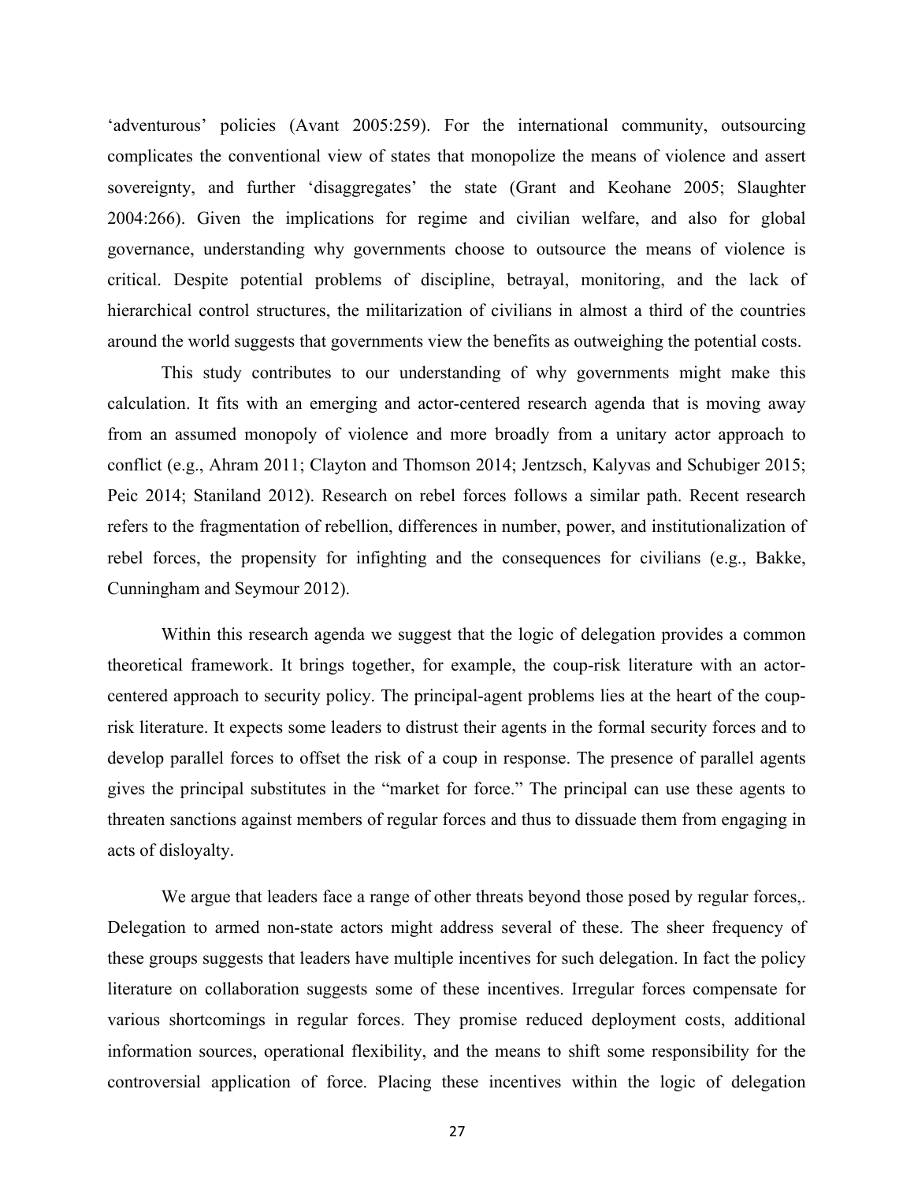'adventurous' policies (Avant 2005:259). For the international community, outsourcing complicates the conventional view of states that monopolize the means of violence and assert sovereignty, and further 'disaggregates' the state (Grant and Keohane 2005; Slaughter 2004:266). Given the implications for regime and civilian welfare, and also for global governance, understanding why governments choose to outsource the means of violence is critical. Despite potential problems of discipline, betrayal, monitoring, and the lack of hierarchical control structures, the militarization of civilians in almost a third of the countries around the world suggests that governments view the benefits as outweighing the potential costs.

This study contributes to our understanding of why governments might make this calculation. It fits with an emerging and actor-centered research agenda that is moving away from an assumed monopoly of violence and more broadly from a unitary actor approach to conflict (e.g., Ahram 2011; Clayton and Thomson 2014; Jentzsch, Kalyvas and Schubiger 2015; Peic 2014; Staniland 2012). Research on rebel forces follows a similar path. Recent research refers to the fragmentation of rebellion, differences in number, power, and institutionalization of rebel forces, the propensity for infighting and the consequences for civilians (e.g., Bakke, Cunningham and Seymour 2012).

Within this research agenda we suggest that the logic of delegation provides a common theoretical framework. It brings together, for example, the coup-risk literature with an actor-centered approach to security policy. The principal-agent problems lies at the heart of the coup-risk literature. It expects some leaders to distrust their agents in the formal security forces and to develop parallel forces to offset the risk of a coup in response. The presence of parallel agents gives the principal substitutes in the "market for force." The principal can use these agents to threaten sanctions against members of regular forces and thus to dissuade them from engaging in acts of disloyalty.

We argue that leaders face a range of other threats beyond those posed by regular forces,. Delegation to armed non-state actors might address several of these. The sheer frequency of these groups suggests that leaders have multiple incentives for such delegation. In fact the policy literature on collaboration suggests some of these incentives. Irregular forces compensate for various shortcomings in regular forces. They promise reduced deployment costs, additional information sources, operational flexibility, and the means to shift some responsibility for the controversial application of force. Placing these incentives within the logic of delegation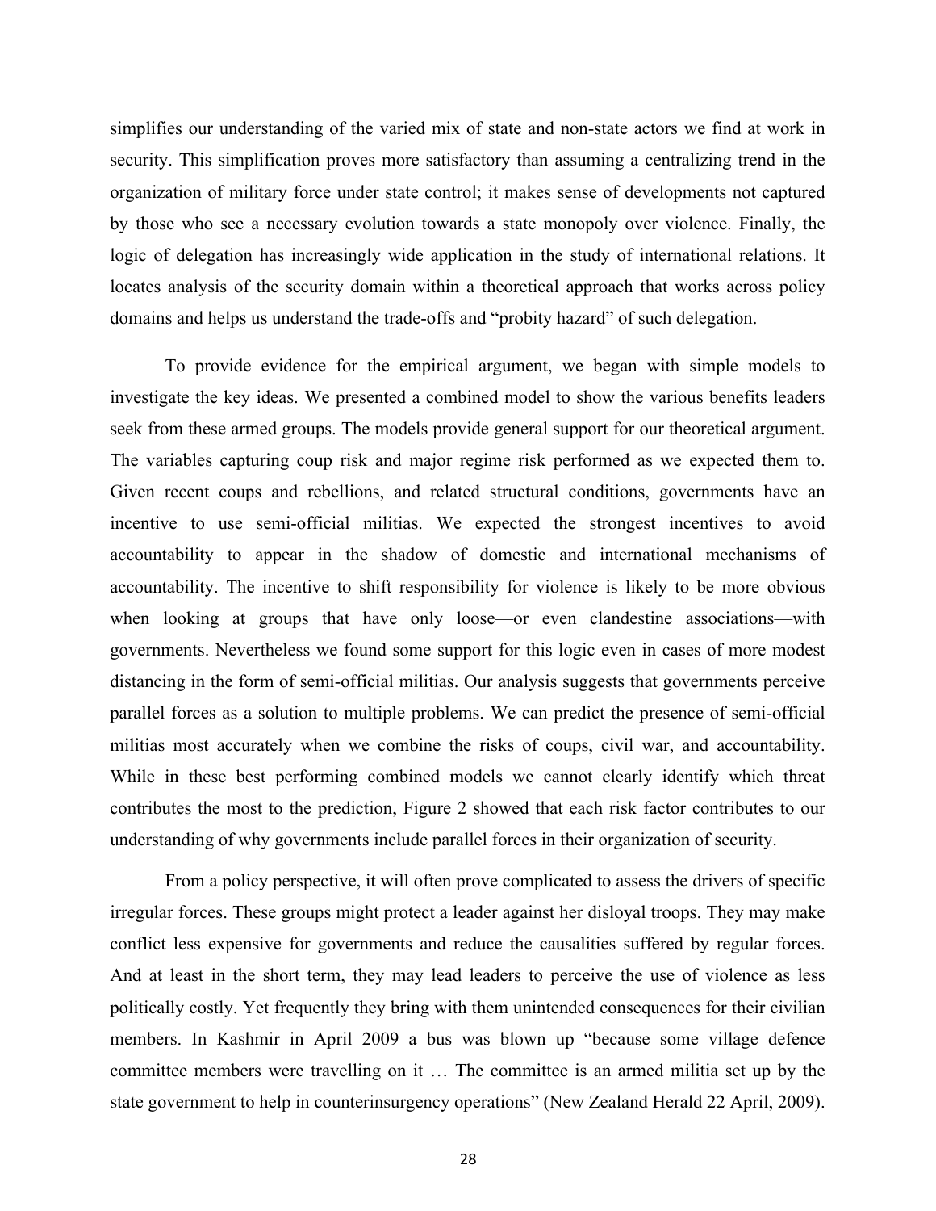simplifies our understanding of the varied mix of state and non-state actors we find at work in security. This simplification proves more satisfactory than assuming a centralizing trend in the organization of military force under state control; it makes sense of developments not captured by those who see a necessary evolution towards a state monopoly over violence. Finally, the logic of delegation has increasingly wide application in the study of international relations. It locates analysis of the security domain within a theoretical approach that works across policy domains and helps us understand the trade-offs and "probity hazard" of such delegation.

To provide evidence for the empirical argument, we began with simple models to investigate the key ideas. We presented a combined model to show the various benefits leaders seek from these armed groups. The models provide general support for our theoretical argument. The variables capturing coup risk and major regime risk performed as we expected them to. Given recent coups and rebellions, and related structural conditions, governments have an incentive to use semi-official militias. We expected the strongest incentives to avoid accountability to appear in the shadow of domestic and international mechanisms of accountability. The incentive to shift responsibility for violence is likely to be more obvious when looking at groups that have only loose—or even clandestine associations—with governments. Nevertheless we found some support for this logic even in cases of more modest distancing in the form of semi-official militias. Our analysis suggests that governments perceive parallel forces as a solution to multiple problems. We can predict the presence of semi-official militias most accurately when we combine the risks of coups, civil war, and accountability. While in these best performing combined models we cannot clearly identify which threat contributes the most to the prediction, Figure 2 showed that each risk factor contributes to our understanding of why governments include parallel forces in their organization of security.

From a policy perspective, it will often prove complicated to assess the drivers of specific irregular forces. These groups might protect a leader against her disloyal troops. They may make conflict less expensive for governments and reduce the causalities suffered by regular forces. And at least in the short term, they may lead leaders to perceive the use of violence as less politically costly. Yet frequently they bring with them unintended consequences for their civilian members. In Kashmir in April 2009 a bus was blown up "because some village defence committee members were travelling on it … The committee is an armed militia set up by the state government to help in counterinsurgency operations" (New Zealand Herald 22 April, 2009).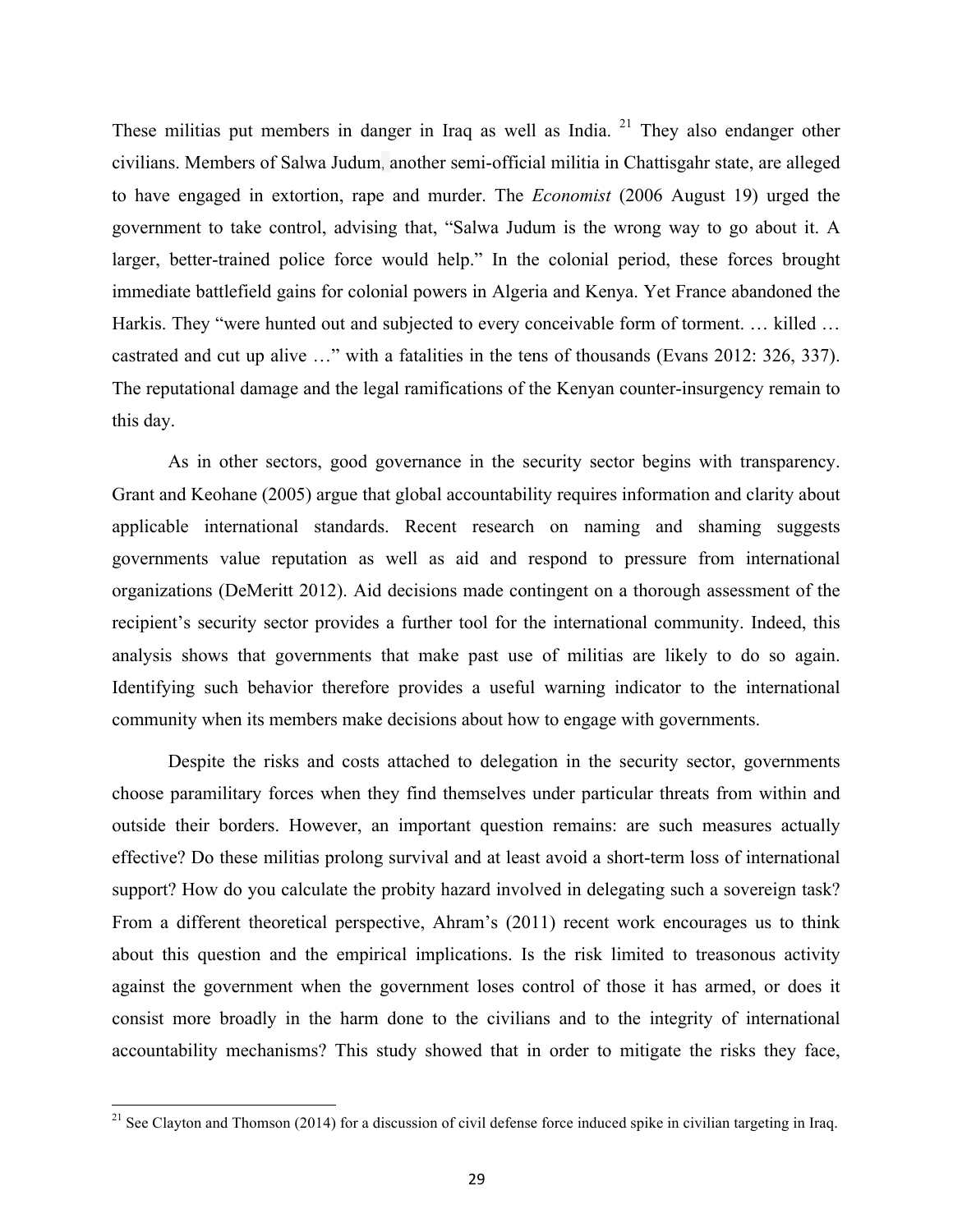These militias put members in danger in Iraq as well as India. [21] They also endanger other civilians. Members of Salwa Judum, another semi-official militia in Chattisgahr state, are alleged to have engaged in extortion, rape and murder. The *Economist* (2006 August 19) urged the government to take control, advising that, "Salwa Judum is the wrong way to go about it. A larger, better-trained police force would help." In the colonial period, these forces brought immediate battlefield gains for colonial powers in Algeria and Kenya. Yet France abandoned the Harkis. They "were hunted out and subjected to every conceivable form of torment. … killed … castrated and cut up alive …" with a fatalities in the tens of thousands (Evans 2012: 326, 337). The reputational damage and the legal ramifications of the Kenyan counter-insurgency remain to this day.

As in other sectors, good governance in the security sector begins with transparency. Grant and Keohane (2005) argue that global accountability requires information and clarity about applicable international standards. Recent research on naming and shaming suggests governments value reputation as well as aid and respond to pressure from international organizations (DeMeritt 2012). Aid decisions made contingent on a thorough assessment of the recipient's security sector provides a further tool for the international community. Indeed, this analysis shows that governments that make past use of militias are likely to do so again. Identifying such behavior therefore provides a useful warning indicator to the international community when its members make decisions about how to engage with governments.

Despite the risks and costs attached to delegation in the security sector, governments choose paramilitary forces when they find themselves under particular threats from within and outside their borders. However, an important question remains: are such measures actually effective? Do these militias prolong survival and at least avoid a short-term loss of international support? How do you calculate the probity hazard involved in delegating such a sovereign task? From a different theoretical perspective, Ahram's (2011) recent work encourages us to think about this question and the empirical implications. Is the risk limited to treasonous activity against the government when the government loses control of those it has armed, or does it consist more broadly in the harm done to the civilians and to the integrity of international accountability mechanisms? This study showed that in order to mitigate the risks they face,

---

[21] See Clayton and Thomson (2014) for a discussion of civil defense force induced spike in civilian targeting in Iraq.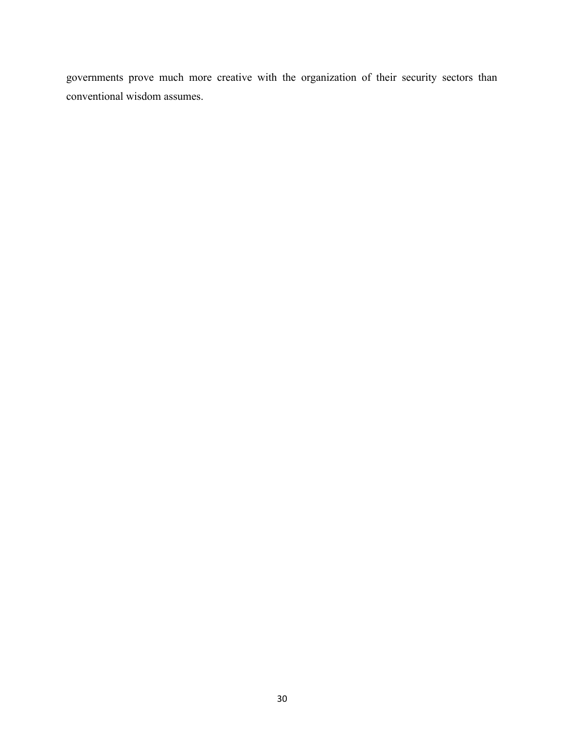governments prove much more creative with the organization of their security sectors than conventional wisdom assumes.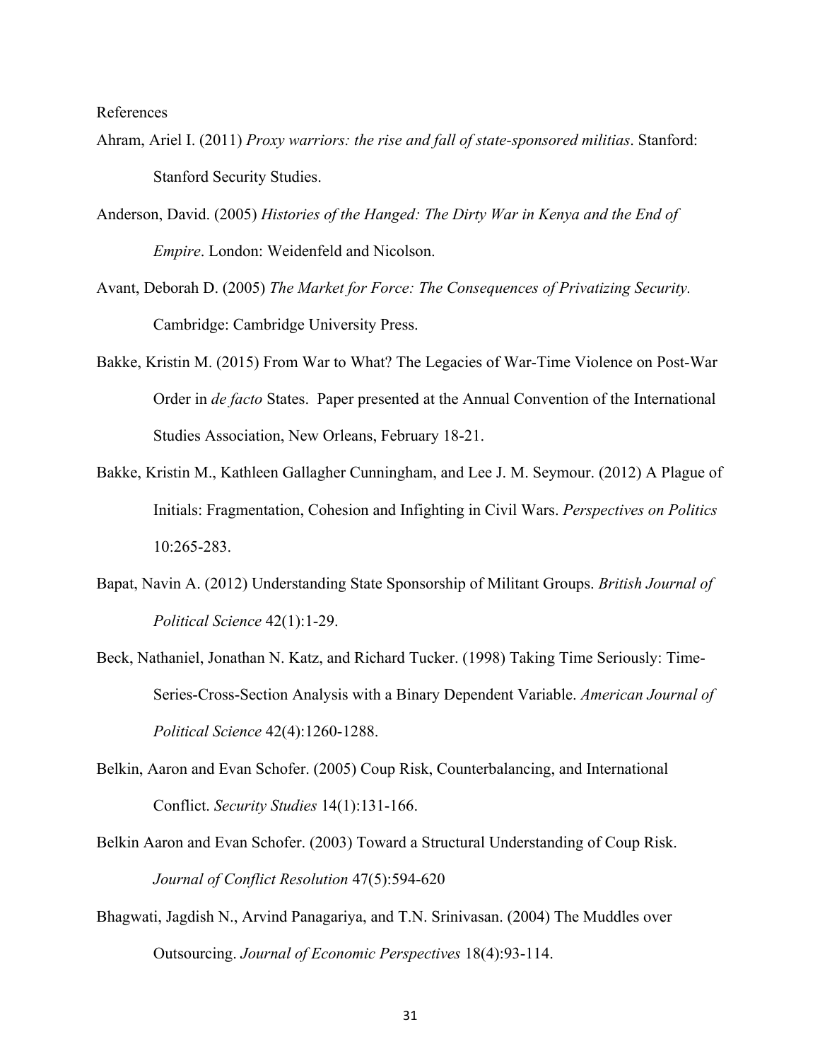References

Ahram, Ariel I. (2011) *Proxy warriors: the rise and fall of state-sponsored militias*. Stanford: Stanford Security Studies.

Anderson, David. (2005) *Histories of the Hanged: The Dirty War in Kenya and the End of Empire*. London: Weidenfeld and Nicolson.

Avant, Deborah D. (2005) *The Market for Force: The Consequences of Privatizing Security.* Cambridge: Cambridge University Press.

Bakke, Kristin M. (2015) From War to What? The Legacies of War-Time Violence on Post-War Order in *de facto* States. Paper presented at the Annual Convention of the International Studies Association, New Orleans, February 18-21.

Bakke, Kristin M., Kathleen Gallagher Cunningham, and Lee J. M. Seymour. (2012) A Plague of Initials: Fragmentation, Cohesion and Infighting in Civil Wars. *Perspectives on Politics* 10:265-283.

Bapat, Navin A. (2012) Understanding State Sponsorship of Militant Groups. *British Journal of Political Science* 42(1):1-29.

Beck, Nathaniel, Jonathan N. Katz, and Richard Tucker. (1998) Taking Time Seriously: Time-Series-Cross-Section Analysis with a Binary Dependent Variable. *American Journal of Political Science* 42(4):1260-1288.

Belkin, Aaron and Evan Schofer. (2005) Coup Risk, Counterbalancing, and International Conflict. *Security Studies* 14(1):131-166.

Belkin Aaron and Evan Schofer. (2003) Toward a Structural Understanding of Coup Risk. *Journal of Conflict Resolution* 47(5):594-620

Bhagwati, Jagdish N., Arvind Panagariya, and T.N. Srinivasan. (2004) The Muddles over Outsourcing. *Journal of Economic Perspectives* 18(4):93-114.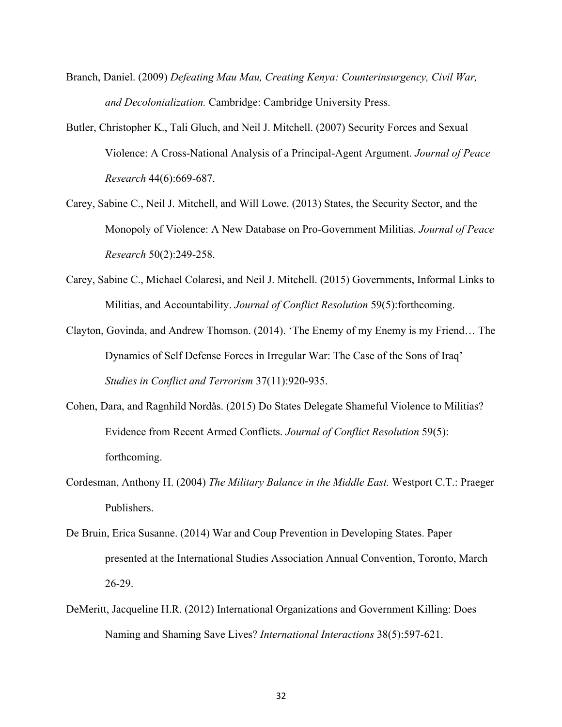Branch, Daniel. (2009) *Defeating Mau Mau, Creating Kenya: Counterinsurgency, Civil War, and Decolonialization.* Cambridge: Cambridge University Press.

Butler, Christopher K., Tali Gluch, and Neil J. Mitchell. (2007) Security Forces and Sexual Violence: A Cross-National Analysis of a Principal-Agent Argument. *Journal of Peace Research* 44(6):669-687.

Carey, Sabine C., Neil J. Mitchell, and Will Lowe. (2013) States, the Security Sector, and the Monopoly of Violence: A New Database on Pro-Government Militias. *Journal of Peace Research* 50(2):249-258.

Carey, Sabine C., Michael Colaresi, and Neil J. Mitchell. (2015) Governments, Informal Links to Militias, and Accountability. *Journal of Conflict Resolution* 59(5):forthcoming.

Clayton, Govinda, and Andrew Thomson. (2014). 'The Enemy of my Enemy is my Friend… The Dynamics of Self Defense Forces in Irregular War: The Case of the Sons of Iraq' *Studies in Conflict and Terrorism* 37(11):920-935.

Cohen, Dara, and Ragnhild Nordås. (2015) Do States Delegate Shameful Violence to Militias? Evidence from Recent Armed Conflicts. *Journal of Conflict Resolution* 59(5): forthcoming.

Cordesman, Anthony H. (2004) *The Military Balance in the Middle East.* Westport C.T.: Praeger Publishers.

De Bruin, Erica Susanne. (2014) War and Coup Prevention in Developing States. Paper presented at the International Studies Association Annual Convention, Toronto, March 26-29.

DeMeritt, Jacqueline H.R. (2012) International Organizations and Government Killing: Does Naming and Shaming Save Lives? *International Interactions* 38(5):597-621.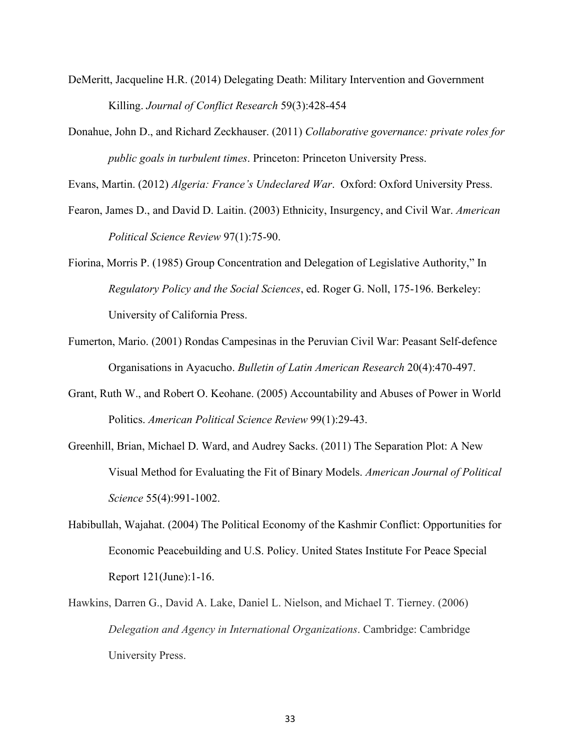DeMeritt, Jacqueline H.R. (2014) Delegating Death: Military Intervention and Government Killing. *Journal of Conflict Research* 59(3):428-454

Donahue, John D., and Richard Zeckhauser. (2011) *Collaborative governance: private roles for public goals in turbulent times*. Princeton: Princeton University Press.

Evans, Martin. (2012) *Algeria: France's Undeclared War*. Oxford: Oxford University Press.

Fearon, James D., and David D. Laitin. (2003) Ethnicity, Insurgency, and Civil War. *American Political Science Review* 97(1):75-90.

Fiorina, Morris P. (1985) Group Concentration and Delegation of Legislative Authority," In *Regulatory Policy and the Social Sciences*, ed. Roger G. Noll, 175-196. Berkeley: University of California Press.

Fumerton, Mario. (2001) Rondas Campesinas in the Peruvian Civil War: Peasant Self-defence Organisations in Ayacucho. *Bulletin of Latin American Research* 20(4):470-497.

Grant, Ruth W., and Robert O. Keohane. (2005) Accountability and Abuses of Power in World Politics. *American Political Science Review* 99(1):29-43.

Greenhill, Brian, Michael D. Ward, and Audrey Sacks. (2011) The Separation Plot: A New Visual Method for Evaluating the Fit of Binary Models. *American Journal of Political Science* 55(4):991-1002.

Habibullah, Wajahat. (2004) The Political Economy of the Kashmir Conflict: Opportunities for Economic Peacebuilding and U.S. Policy. United States Institute For Peace Special Report 121(June):1-16.

Hawkins, Darren G., David A. Lake, Daniel L. Nielson, and Michael T. Tierney. (2006) *Delegation and Agency in International Organizations*. Cambridge: Cambridge University Press.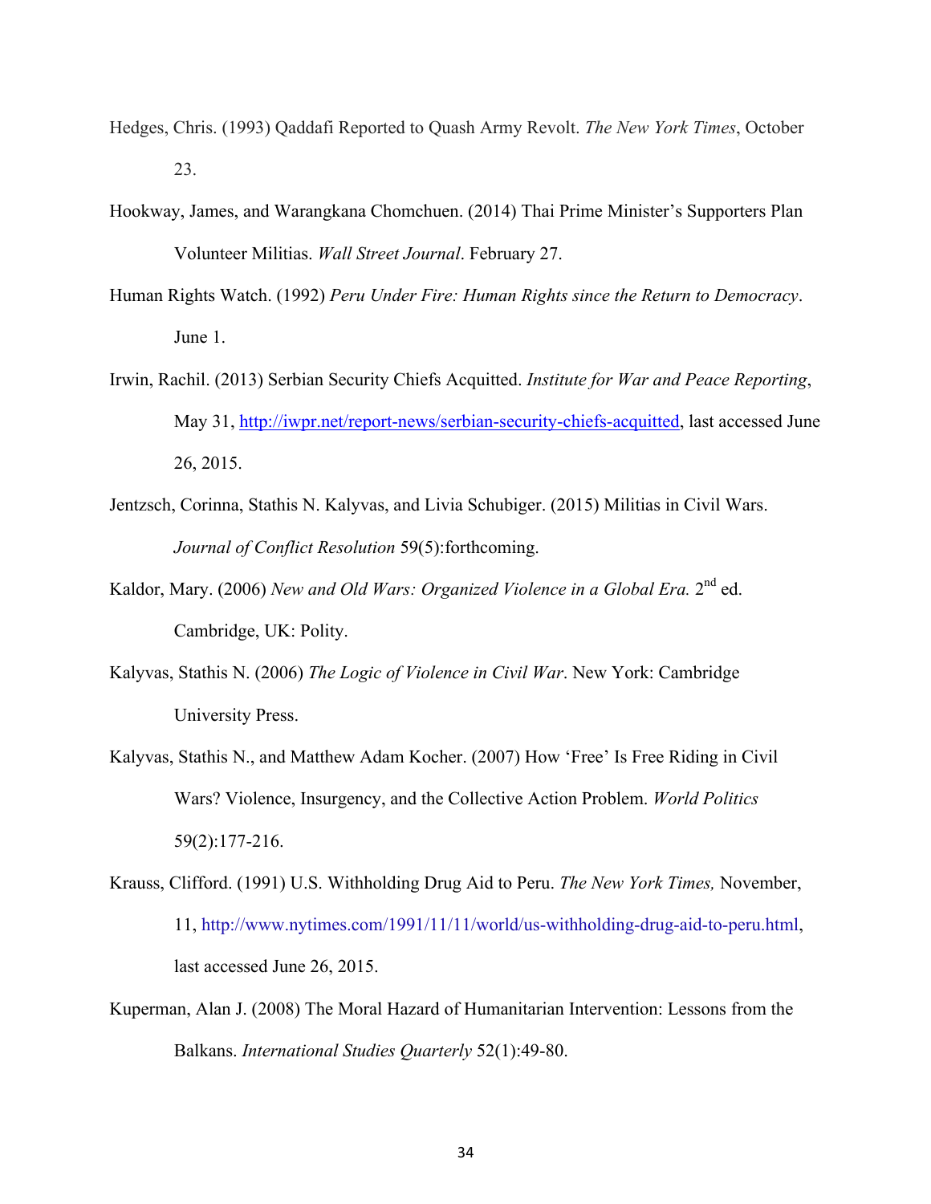Hedges, Chris. (1993) Qaddafi Reported to Quash Army Revolt. *The New York Times*, October 23.

Hookway, James, and Warangkana Chomchuen. (2014) Thai Prime Minister's Supporters Plan Volunteer Militias. *Wall Street Journal*. February 27.

Human Rights Watch. (1992) *Peru Under Fire: Human Rights since the Return to Democracy*. June 1.

Irwin, Rachil. (2013) Serbian Security Chiefs Acquitted. *Institute for War and Peace Reporting*, May 31, http://iwpr.net/report-news/serbian-security-chiefs-acquitted, last accessed June 26, 2015.

Jentzsch, Corinna, Stathis N. Kalyvas, and Livia Schubiger. (2015) Militias in Civil Wars. *Journal of Conflict Resolution* 59(5):forthcoming.

Kaldor, Mary. (2006) *New and Old Wars: Organized Violence in a Global Era.* 2nd ed. Cambridge, UK: Polity.

Kalyvas, Stathis N. (2006) *The Logic of Violence in Civil War*. New York: Cambridge University Press.

Kalyvas, Stathis N., and Matthew Adam Kocher. (2007) How 'Free' Is Free Riding in Civil Wars? Violence, Insurgency, and the Collective Action Problem. *World Politics* 59(2):177-216.

Krauss, Clifford. (1991) U.S. Withholding Drug Aid to Peru. *The New York Times,* November, 11, http://www.nytimes.com/1991/11/11/world/us-withholding-drug-aid-to-peru.html, last accessed June 26, 2015.

Kuperman, Alan J. (2008) The Moral Hazard of Humanitarian Intervention: Lessons from the Balkans. *International Studies Quarterly* 52(1):49-80.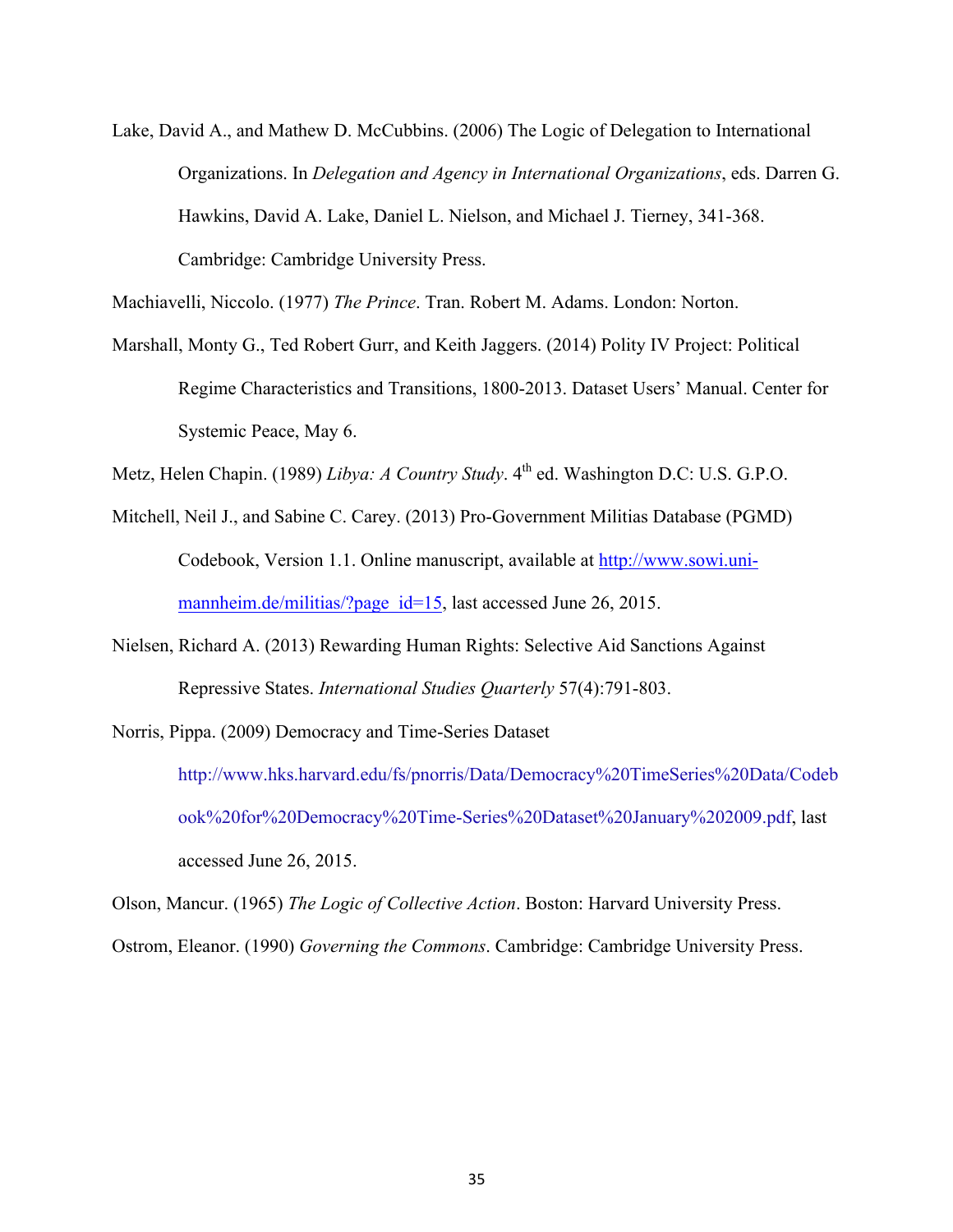Lake, David A., and Mathew D. McCubbins. (2006) The Logic of Delegation to International Organizations. In *Delegation and Agency in International Organizations*, eds. Darren G. Hawkins, David A. Lake, Daniel L. Nielson, and Michael J. Tierney, 341-368. Cambridge: Cambridge University Press.

Machiavelli, Niccolo. (1977) *The Prince*. Tran. Robert M. Adams. London: Norton.

Marshall, Monty G., Ted Robert Gurr, and Keith Jaggers. (2014) Polity IV Project: Political Regime Characteristics and Transitions, 1800-2013. Dataset Users' Manual. Center for Systemic Peace, May 6.

Metz, Helen Chapin. (1989) *Libya: A Country Study*. 4th ed. Washington D.C: U.S. G.P.O.

Mitchell, Neil J., and Sabine C. Carey. (2013) Pro-Government Militias Database (PGMD) Codebook, Version 1.1. Online manuscript, available at http://www.sowi.uni-mannheim.de/militias/?page_id=15, last accessed June 26, 2015.

Nielsen, Richard A. (2013) Rewarding Human Rights: Selective Aid Sanctions Against Repressive States. *International Studies Quarterly* 57(4):791-803.

Norris, Pippa. (2009) Democracy and Time-Series Dataset http://www.hks.harvard.edu/fs/pnorris/Data/Democracy%20TimeSeries%20Data/Codebook%20for%20Democracy%20Time-Series%20Dataset%20January%202009.pdf, last accessed June 26, 2015.

Olson, Mancur. (1965) *The Logic of Collective Action*. Boston: Harvard University Press.

Ostrom, Eleanor. (1990) *Governing the Commons*. Cambridge: Cambridge University Press.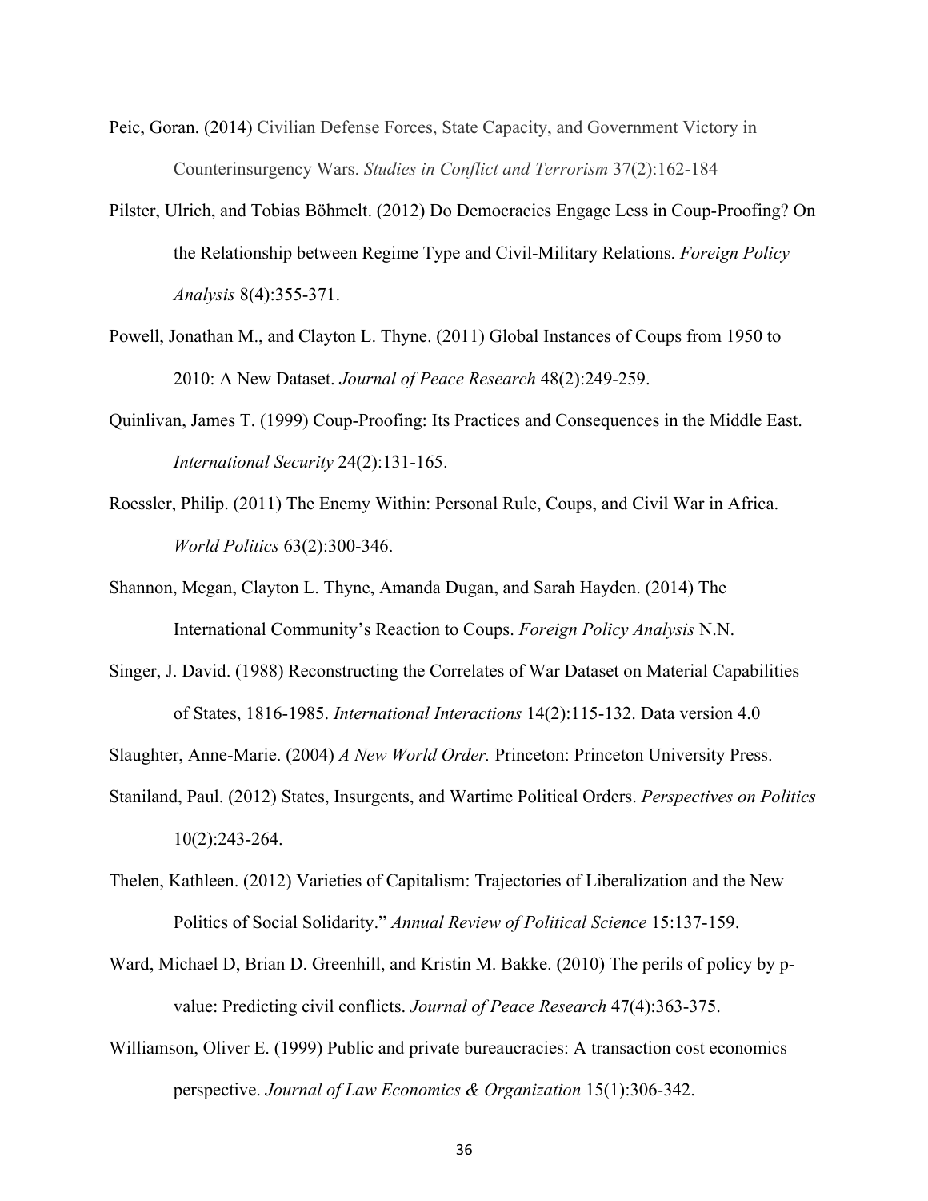Peic, Goran. (2014) Civilian Defense Forces, State Capacity, and Government Victory in Counterinsurgency Wars. *Studies in Conflict and Terrorism* 37(2):162-184

Pilster, Ulrich, and Tobias Böhmelt. (2012) Do Democracies Engage Less in Coup-Proofing? On the Relationship between Regime Type and Civil-Military Relations. *Foreign Policy Analysis* 8(4):355-371.

Powell, Jonathan M., and Clayton L. Thyne. (2011) Global Instances of Coups from 1950 to 2010: A New Dataset. *Journal of Peace Research* 48(2):249-259.

Quinlivan, James T. (1999) Coup-Proofing: Its Practices and Consequences in the Middle East. *International Security* 24(2):131-165.

Roessler, Philip. (2011) The Enemy Within: Personal Rule, Coups, and Civil War in Africa. *World Politics* 63(2):300-346.

Shannon, Megan, Clayton L. Thyne, Amanda Dugan, and Sarah Hayden. (2014) The International Community's Reaction to Coups. *Foreign Policy Analysis* N.N.

Singer, J. David. (1988) Reconstructing the Correlates of War Dataset on Material Capabilities of States, 1816-1985. *International Interactions* 14(2):115-132. Data version 4.0

Slaughter, Anne-Marie. (2004) *A New World Order.* Princeton: Princeton University Press.

Staniland, Paul. (2012) States, Insurgents, and Wartime Political Orders. *Perspectives on Politics* 10(2):243-264.

Thelen, Kathleen. (2012) Varieties of Capitalism: Trajectories of Liberalization and the New Politics of Social Solidarity." *Annual Review of Political Science* 15:137-159.

Ward, Michael D, Brian D. Greenhill, and Kristin M. Bakke. (2010) The perils of policy by p-value: Predicting civil conflicts. *Journal of Peace Research* 47(4):363-375.

Williamson, Oliver E. (1999) Public and private bureaucracies: A transaction cost economics perspective. *Journal of Law Economics & Organization* 15(1):306-342.